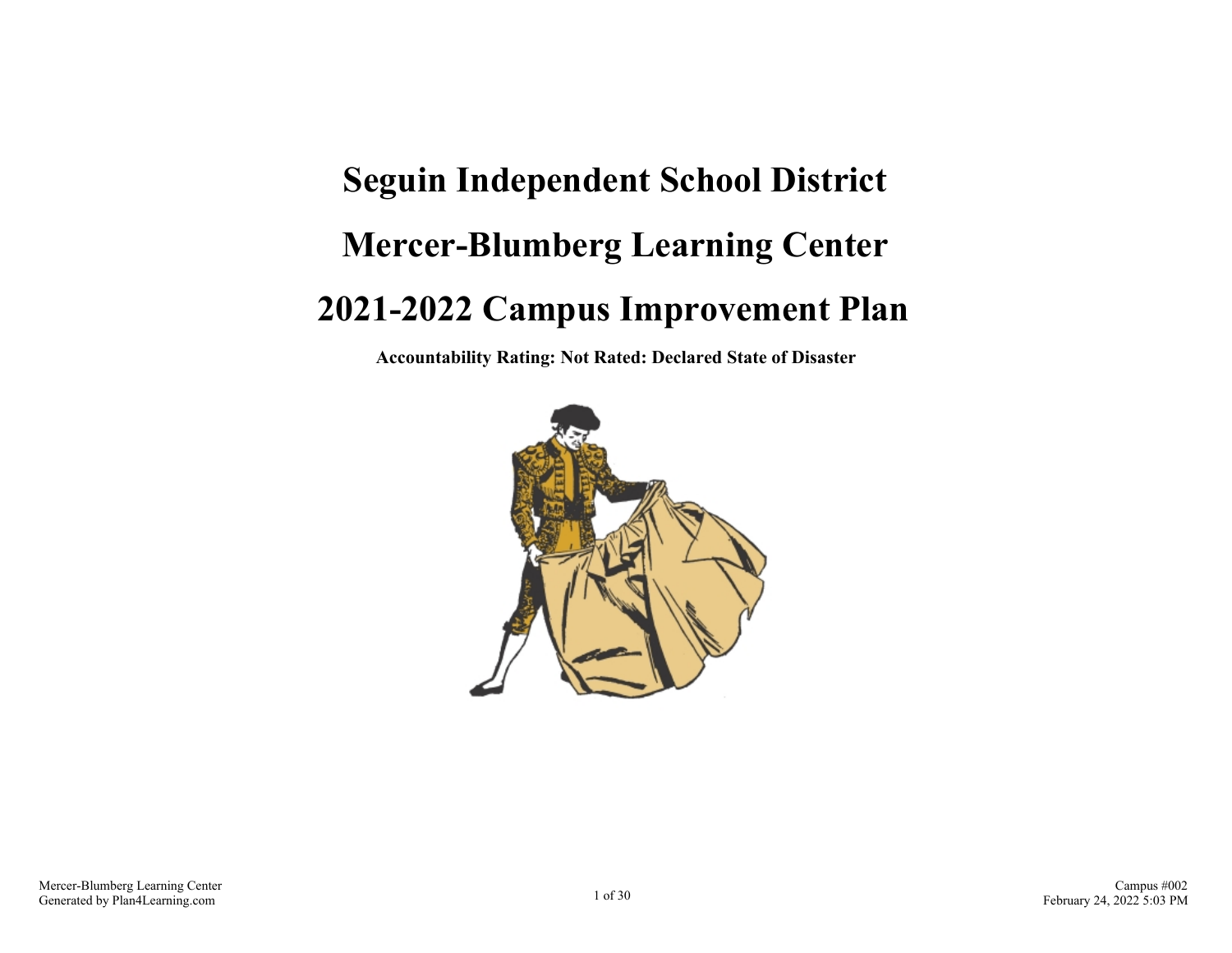# Seguin Independent School District

# Mercer-Blumberg Learning Center

# 2021-2022 Campus Improvement Plan

**Accountability Rating: Not Rated: Declared State of Disaster**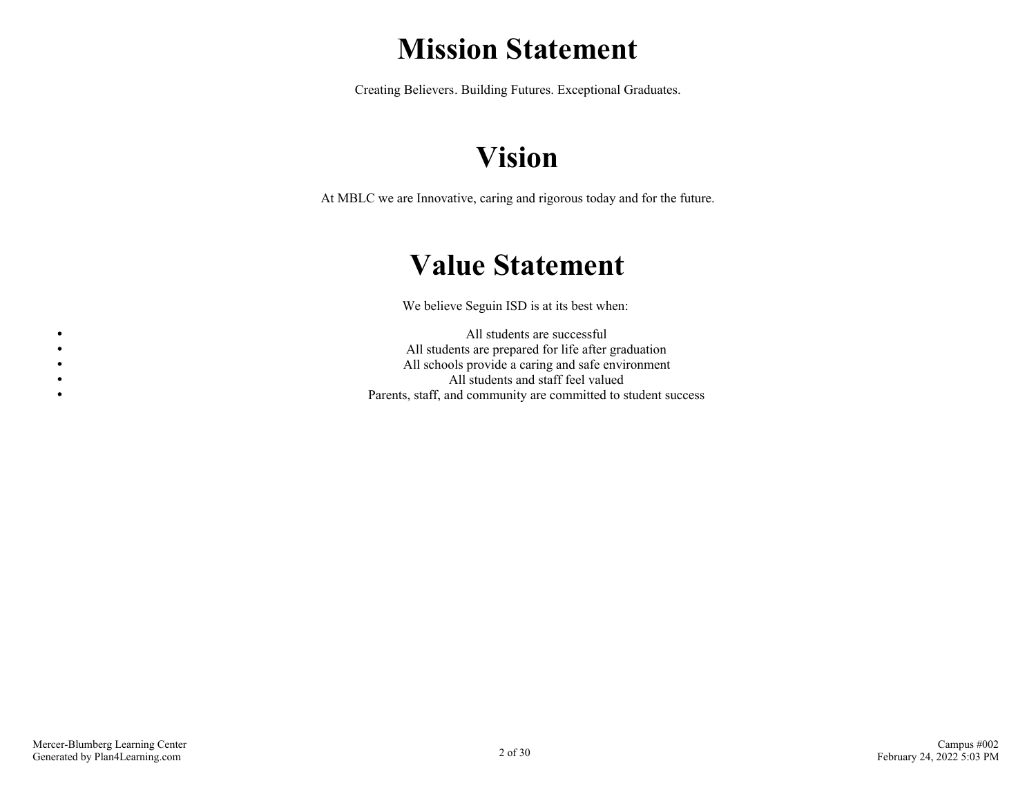# Mission Statement

Creating Believers. Building Futures. Exceptional Graduates.

# Vision

At MBLC we are Innovative, caring and rigorous today and for the future.

# Value Statement

We believe Seguin ISD is at its best when:

- All students are successful
- All students are prepared for life after graduation
- All schools provide a caring and safe environment
- All students and staff feel valued
- Parents, staff, and community are committed to student success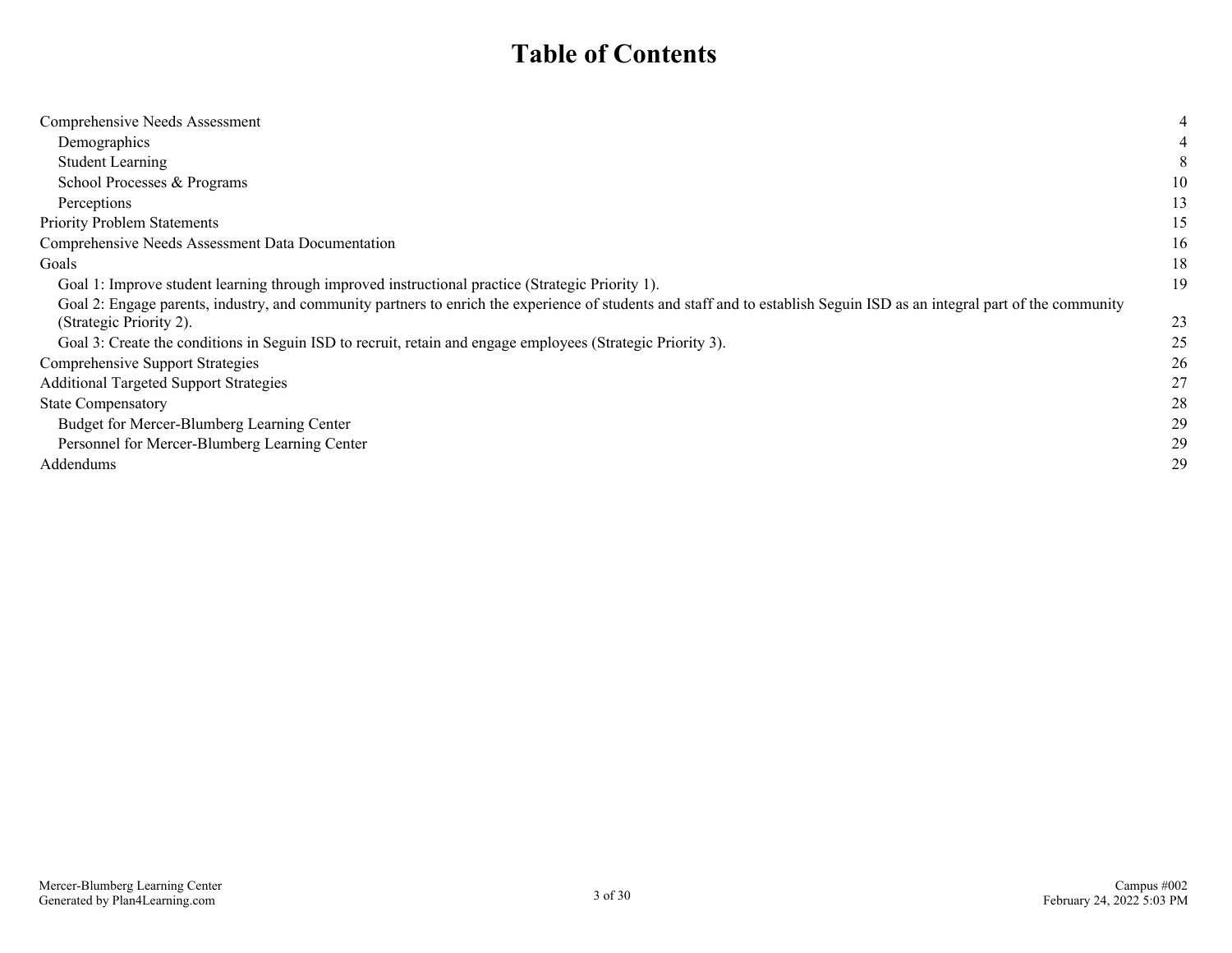# Table of Contents

| | |
|---|---|
| Comprehensive Needs Assessment | 4 |
| Demographics | 4 |
| Student Learning | 8 |
| School Processes & Programs | 10 |
| Perceptions | 13 |
| Priority Problem Statements | 15 |
| Comprehensive Needs Assessment Data Documentation | 16 |
| Goals | 18 |
| Goal 1: Improve student learning through improved instructional practice (Strategic Priority 1). | 19 |
| Goal 2: Engage parents, industry, and community partners to enrich the experience of students and staff and to establish Seguin ISD as an integral part of the community (Strategic Priority 2). | 23 |
| Goal 3: Create the conditions in Seguin ISD to recruit, retain and engage employees (Strategic Priority 3). | 25 |
| Comprehensive Support Strategies | 26 |
| Additional Targeted Support Strategies | 27 |
| State Compensatory | 28 |
| Budget for Mercer-Blumberg Learning Center | 29 |
| Personnel for Mercer-Blumberg Learning Center | 29 |
| Addendums | 29 |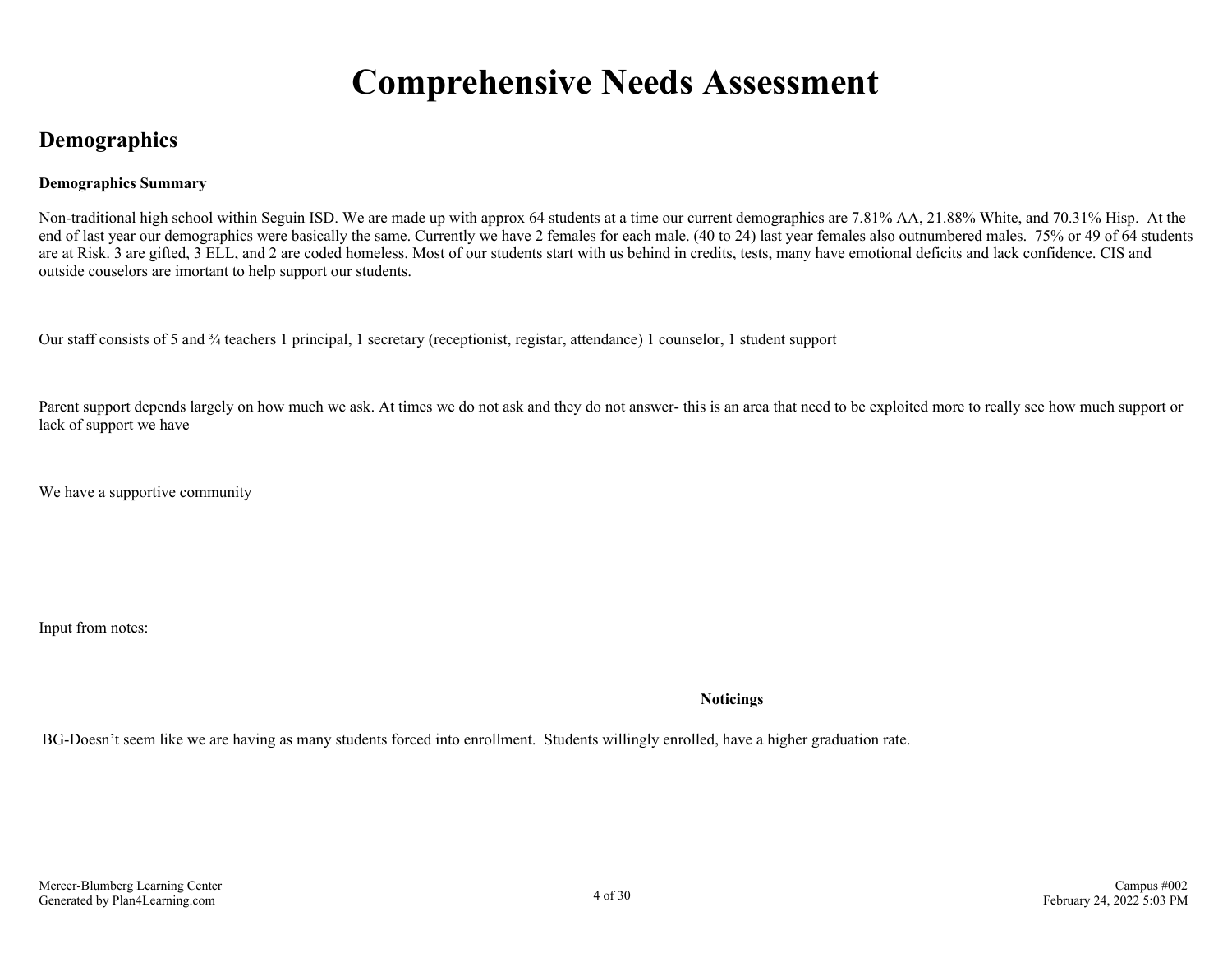# Comprehensive Needs Assessment

## Demographics

### Demographics Summary

Non-traditional high school within Seguin ISD. We are made up with approx 64 students at a time our current demographics are 7.81% AA, 21.88% White, and 70.31% Hisp. At the end of last year our demographics were basically the same. Currently we have 2 females for each male. (40 to 24) last year females also outnumbered males. 75% or 49 of 64 students are at Risk. 3 are gifted, 3 ELL, and 2 are coded homeless. Most of our students start with us behind in credits, tests, many have emotional deficits and lack confidence. CIS and outside couselors are imortant to help support our students.

Our staff consists of 5 and ¾ teachers 1 principal, 1 secretary (receptionist, registar, attendance) 1 counselor, 1 student support

Parent support depends largely on how much we ask. At times we do not ask and they do not answer- this is an area that need to be exploited more to really see how much support or lack of support we have

We have a supportive community

Input from notes:

**Noticings**

BG-Doesn't seem like we are having as many students forced into enrollment. Students willingly enrolled, have a higher graduation rate.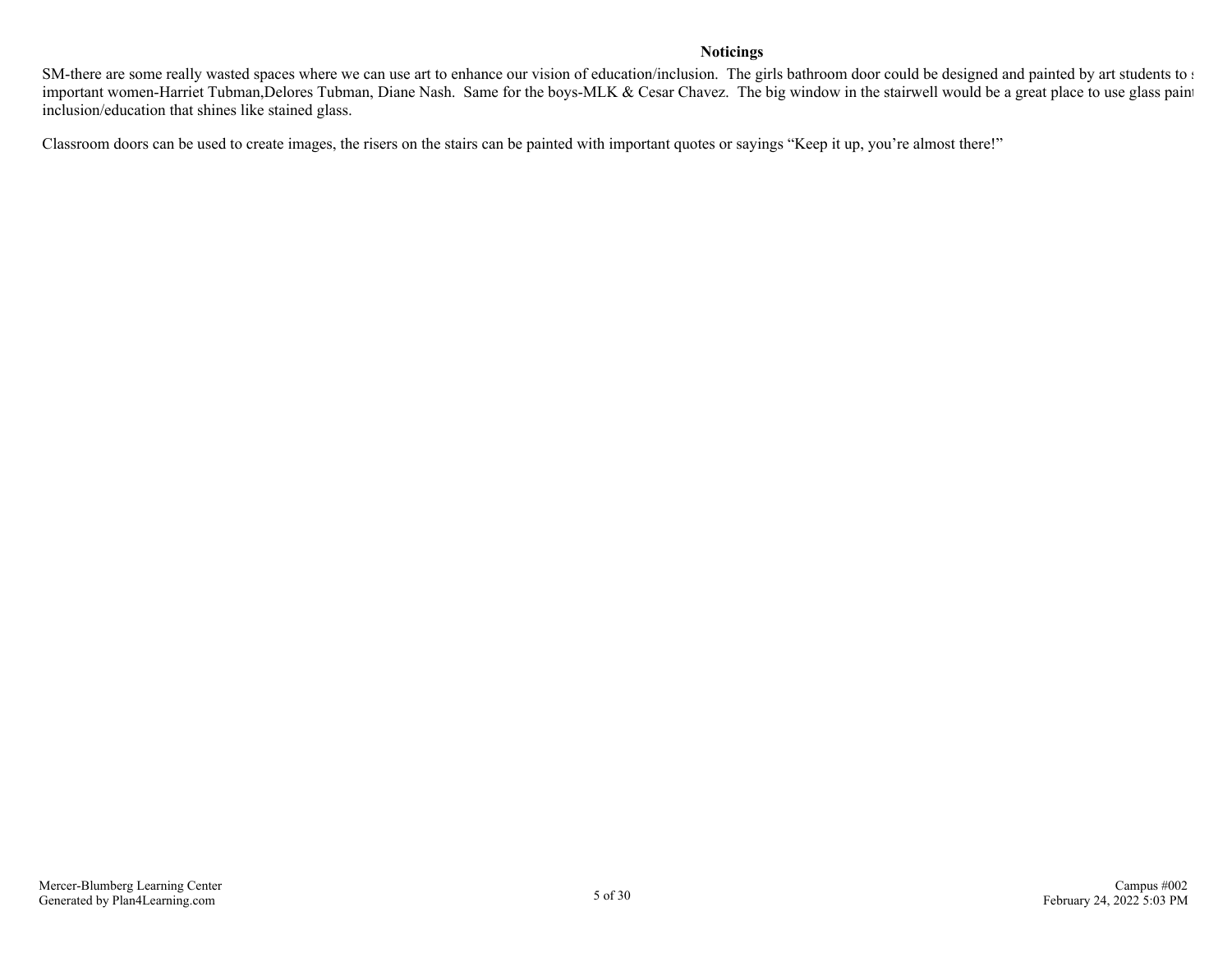**Noticings**

SM-there are some really wasted spaces where we can use art to enhance our vision of education/inclusion. The girls bathroom door could be designed and painted by art students to s important women-Harriet Tubman,Delores Tubman, Diane Nash. Same for the boys-MLK & Cesar Chavez. The big window in the stairwell would be a great place to use glass paint inclusion/education that shines like stained glass.

Classroom doors can be used to create images, the risers on the stairs can be painted with important quotes or sayings "Keep it up, you're almost there!"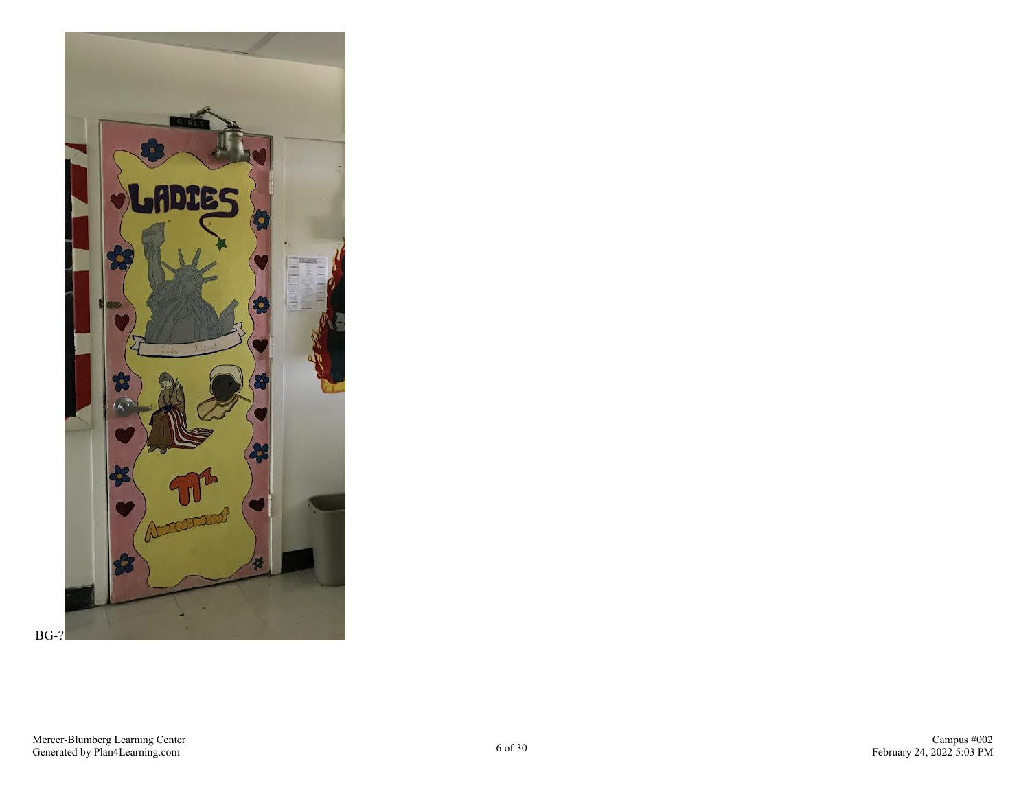BG-?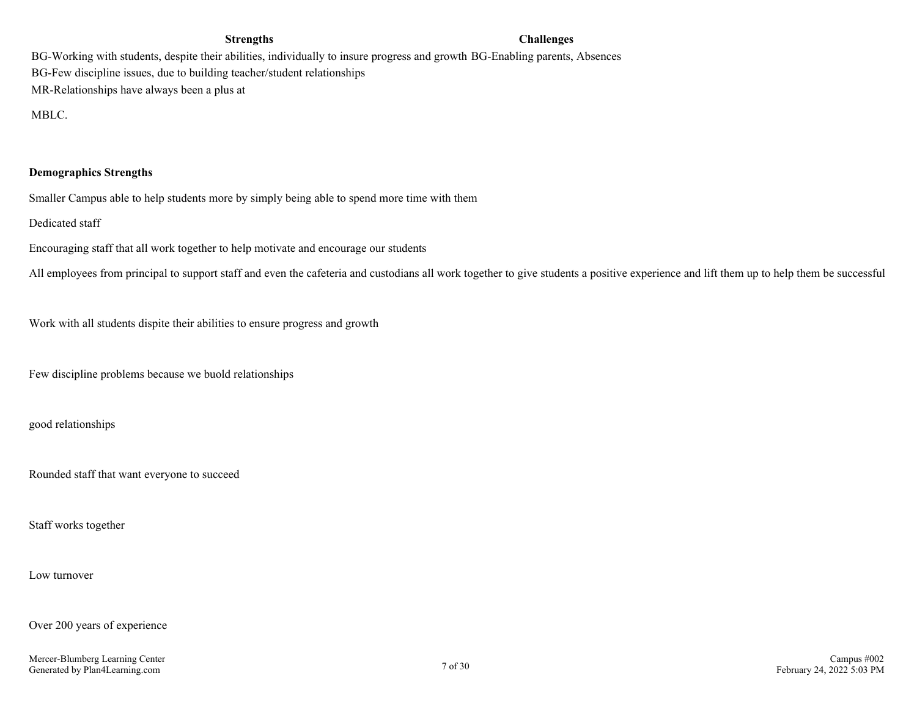| Strengths | Challenges |
|---|---|
| BG-Working with students, despite their abilities, individually to insure progress and growth | BG-Enabling parents, Absences |
| BG-Few discipline issues, due to building teacher/student relationships | |
| MR-Relationships have always been a plus at MBLC. | |

**Demographics Strengths**

Smaller Campus able to help students more by simply being able to spend more time with them

Dedicated staff

Encouraging staff that all work together to help motivate and encourage our students

All employees from principal to support staff and even the cafeteria and custodians all work together to give students a positive experience and lift them up to help them be successful

Work with all students dispite their abilities to ensure progress and growth

Few discipline problems because we buold relationships

good relationships

Rounded staff that want everyone to succeed

Staff works together

Low turnover

Over 200 years of experience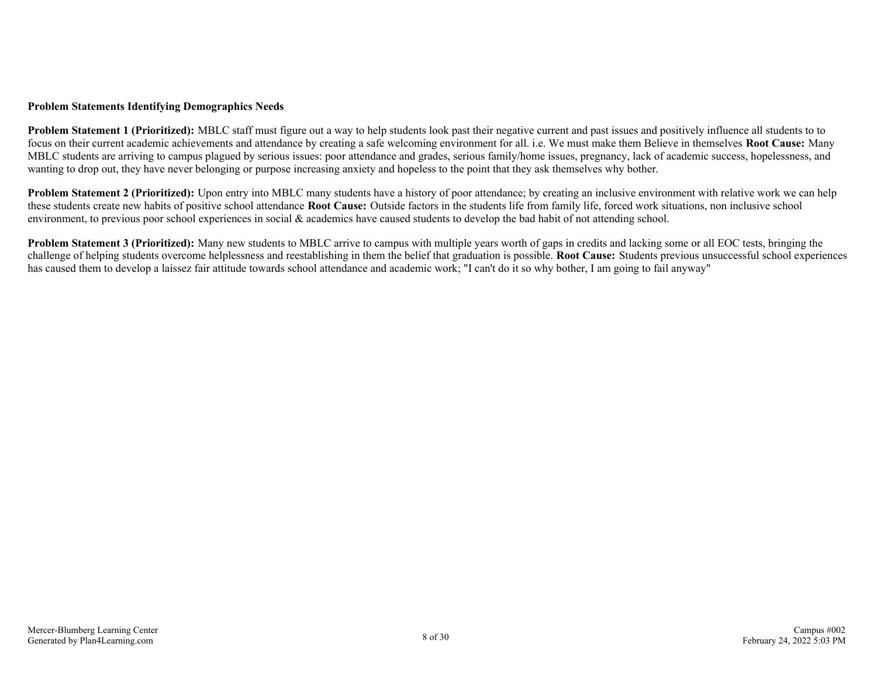**Problem Statements Identifying Demographics Needs**

**Problem Statement 1 (Prioritized):** MBLC staff must figure out a way to help students look past their negative current and past issues and positively influence all students to to focus on their current academic achievements and attendance by creating a safe welcoming environment for all. i.e. We must make them Believe in themselves **Root Cause:** Many MBLC students are arriving to campus plagued by serious issues: poor attendance and grades, serious family/home issues, pregnancy, lack of academic success, hopelessness, and wanting to drop out, they have never belonging or purpose increasing anxiety and hopeless to the point that they ask themselves why bother.

**Problem Statement 2 (Prioritized):** Upon entry into MBLC many students have a history of poor attendance; by creating an inclusive environment with relative work we can help these students create new habits of positive school attendance **Root Cause:** Outside factors in the students life from family life, forced work situations, non inclusive school environment, to previous poor school experiences in social & academics have caused students to develop the bad habit of not attending school.

**Problem Statement 3 (Prioritized):** Many new students to MBLC arrive to campus with multiple years worth of gaps in credits and lacking some or all EOC tests, bringing the challenge of helping students overcome helplessness and reestablishing in them the belief that graduation is possible. **Root Cause:** Students previous unsuccessful school experiences has caused them to develop a laissez fair attitude towards school attendance and academic work; "I can't do it so why bother, I am going to fail anyway"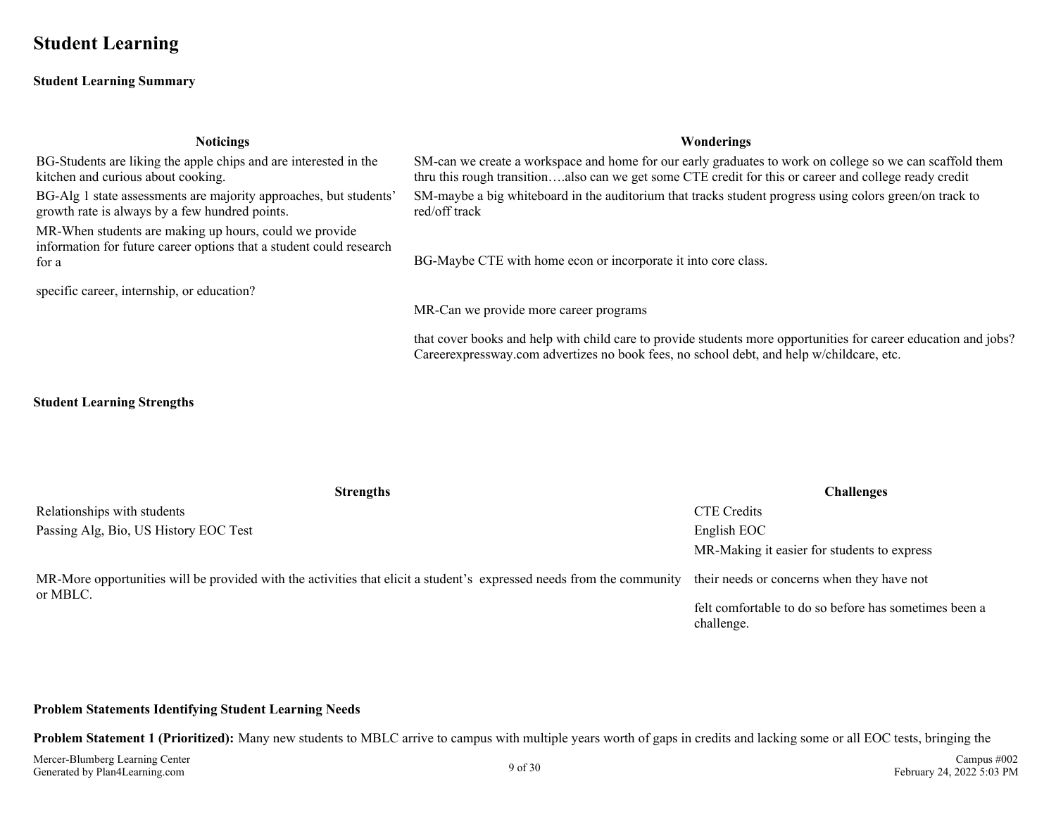# Student Learning

**Student Learning Summary**

| Noticings | Wonderings |
| --- | --- |
| BG-Students are liking the apple chips and are interested in the kitchen and curious about cooking. | SM-can we create a workspace and home for our early graduates to work on college so we can scaffold them thru this rough transition….also can we get some CTE credit for this or career and college ready credit |
| BG-Alg 1 state assessments are majority approaches, but students' growth rate is always by a few hundred points. | SM-maybe a big whiteboard in the auditorium that tracks student progress using colors green/on track to red/off track |
| MR-When students are making up hours, could we provide information for future career options that a student could research for a specific career, internship, or education? | BG-Maybe CTE with home econ or incorporate it into core class. |
| | MR-Can we provide more career programs that cover books and help with child care to provide students more opportunities for career education and jobs? Careerexpressway.com advertizes no book fees, no school debt, and help w/childcare, etc. |

**Student Learning Strengths**

| Strengths | Challenges |
| --- | --- |
| Relationships with students | CTE Credits |
| Passing Alg, Bio, US History EOC Test | English EOC |
| MR-More opportunities will be provided with the activities that elicit a student's expressed needs from the community or MBLC. | MR-Making it easier for students to express their needs or concerns when they have not felt comfortable to do so before has sometimes been a challenge. |

**Problem Statements Identifying Student Learning Needs**

**Problem Statement 1 (Prioritized):** Many new students to MBLC arrive to campus with multiple years worth of gaps in credits and lacking some or all EOC tests, bringing the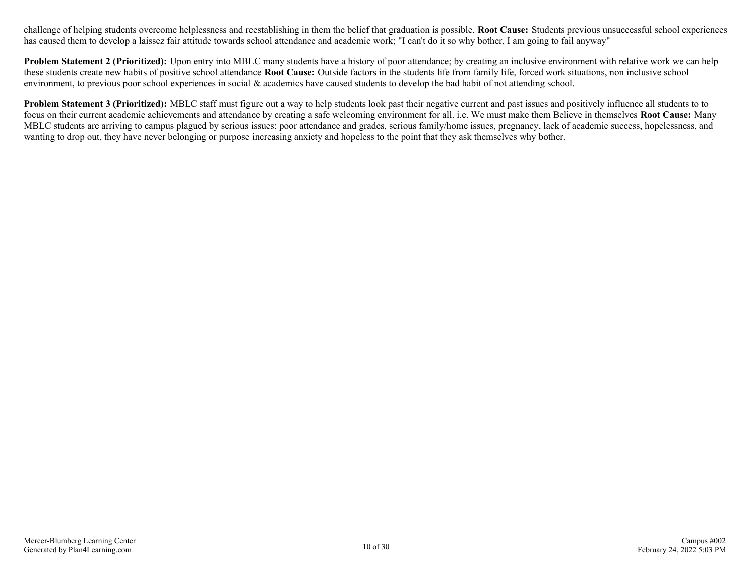challenge of helping students overcome helplessness and reestablishing in them the belief that graduation is possible. **Root Cause:** Students previous unsuccessful school experiences has caused them to develop a laissez fair attitude towards school attendance and academic work; "I can't do it so why bother, I am going to fail anyway"

**Problem Statement 2 (Prioritized):** Upon entry into MBLC many students have a history of poor attendance; by creating an inclusive environment with relative work we can help these students create new habits of positive school attendance **Root Cause:** Outside factors in the students life from family life, forced work situations, non inclusive school environment, to previous poor school experiences in social & academics have caused students to develop the bad habit of not attending school.

**Problem Statement 3 (Prioritized):** MBLC staff must figure out a way to help students look past their negative current and past issues and positively influence all students to to focus on their current academic achievements and attendance by creating a safe welcoming environment for all. i.e. We must make them Believe in themselves **Root Cause:** Many MBLC students are arriving to campus plagued by serious issues: poor attendance and grades, serious family/home issues, pregnancy, lack of academic success, hopelessness, and wanting to drop out, they have never belonging or purpose increasing anxiety and hopeless to the point that they ask themselves why bother.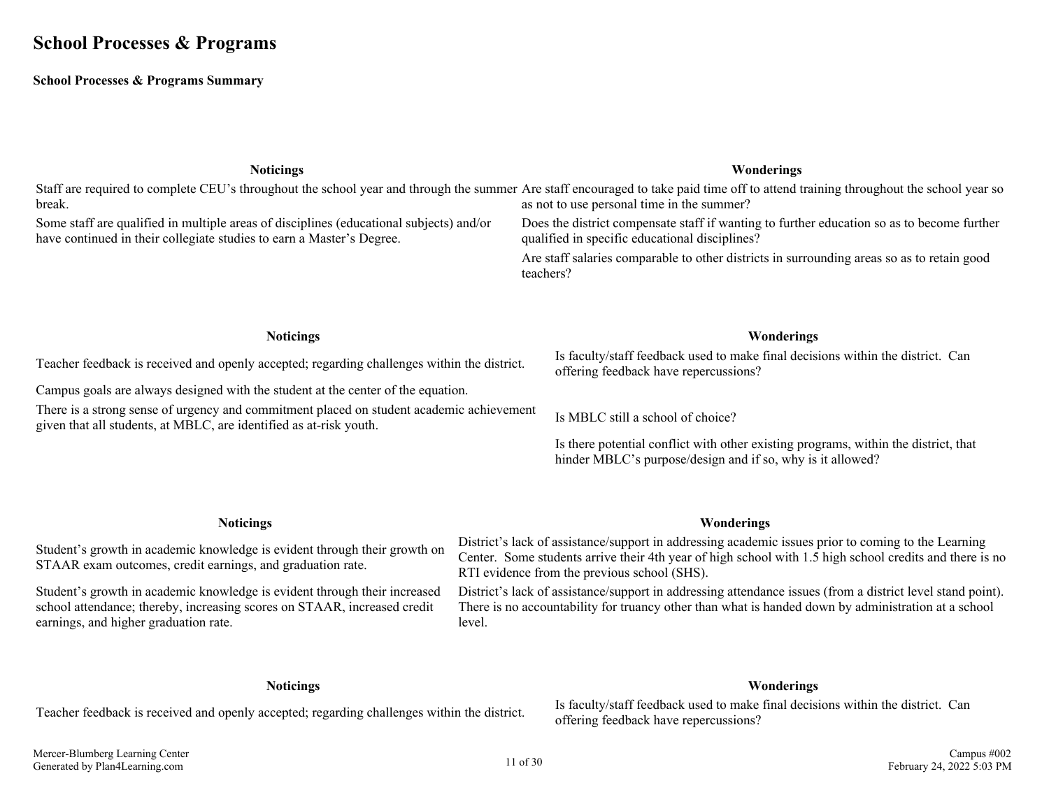# School Processes & Programs

**School Processes & Programs Summary**

| Noticings | Wonderings |
| --- | --- |
| Staff are required to complete CEU's throughout the school year and through the summer break. | Are staff encouraged to take paid time off to attend training throughout the school year so as not to use personal time in the summer? |
| Some staff are qualified in multiple areas of disciplines (educational subjects) and/or have continued in their collegiate studies to earn a Master's Degree. | Does the district compensate staff if wanting to further education so as to become further qualified in specific educational disciplines? |
| | Are staff salaries comparable to other districts in surrounding areas so as to retain good teachers? |

| Noticings | Wonderings |
| --- | --- |
| Teacher feedback is received and openly accepted; regarding challenges within the district. | Is faculty/staff feedback used to make final decisions within the district. Can offering feedback have repercussions? |
| Campus goals are always designed with the student at the center of the equation. | |
| There is a strong sense of urgency and commitment placed on student academic achievement given that all students, at MBLC, are identified as at-risk youth. | Is MBLC still a school of choice? |
| | Is there potential conflict with other existing programs, within the district, that hinder MBLC's purpose/design and if so, why is it allowed? |

| Noticings | Wonderings |
| --- | --- |
| Student's growth in academic knowledge is evident through their growth on STAAR exam outcomes, credit earnings, and graduation rate. | District's lack of assistance/support in addressing academic issues prior to coming to the Learning Center. Some students arrive their 4th year of high school with 1.5 high school credits and there is no RTI evidence from the previous school (SHS). |
| Student's growth in academic knowledge is evident through their increased school attendance; thereby, increasing scores on STAAR, increased credit earnings, and higher graduation rate. | District's lack of assistance/support in addressing attendance issues (from a district level stand point). There is no accountability for truancy other than what is handed down by administration at a school level. |

| Noticings | Wonderings |
| --- | --- |
| Teacher feedback is received and openly accepted; regarding challenges within the district. | Is faculty/staff feedback used to make final decisions within the district. Can offering feedback have repercussions? |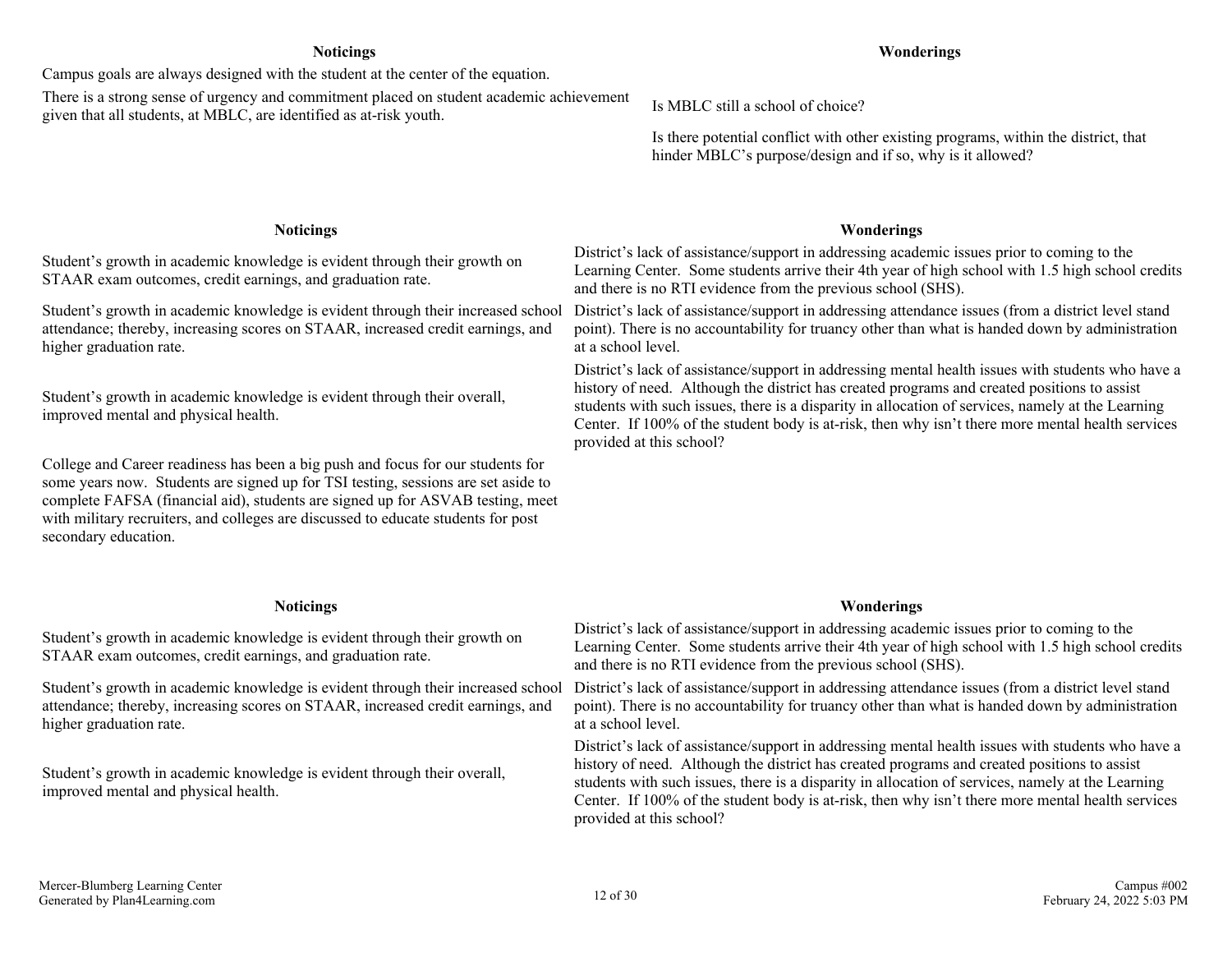| Noticings | Wonderings |
| --- | --- |
| Campus goals are always designed with the student at the center of the equation. | |
| There is a strong sense of urgency and commitment placed on student academic achievement given that all students, at MBLC, are identified as at-risk youth. | Is MBLC still a school of choice? |
| | Is there potential conflict with other existing programs, within the district, that hinder MBLC's purpose/design and if so, why is it allowed? |

| Noticings | Wonderings |
| --- | --- |
| Student's growth in academic knowledge is evident through their growth on STAAR exam outcomes, credit earnings, and graduation rate. | District's lack of assistance/support in addressing academic issues prior to coming to the Learning Center. Some students arrive their 4th year of high school with 1.5 high school credits and there is no RTI evidence from the previous school (SHS). |
| Student's growth in academic knowledge is evident through their increased school attendance; thereby, increasing scores on STAAR, increased credit earnings, and higher graduation rate. | District's lack of assistance/support in addressing attendance issues (from a district level stand point). There is no accountability for truancy other than what is handed down by administration at a school level. |
| Student's growth in academic knowledge is evident through their overall, improved mental and physical health. | District's lack of assistance/support in addressing mental health issues with students who have a history of need. Although the district has created programs and created positions to assist students with such issues, there is a disparity in allocation of services, namely at the Learning Center. If 100% of the student body is at-risk, then why isn't there more mental health services provided at this school? |
| College and Career readiness has been a big push and focus for our students for some years now. Students are signed up for TSI testing, sessions are set aside to complete FAFSA (financial aid), students are signed up for ASVAB testing, meet with military recruiters, and colleges are discussed to educate students for post secondary education. | |

| Noticings | Wonderings |
| --- | --- |
| Student's growth in academic knowledge is evident through their growth on STAAR exam outcomes, credit earnings, and graduation rate. | District's lack of assistance/support in addressing academic issues prior to coming to the Learning Center. Some students arrive their 4th year of high school with 1.5 high school credits and there is no RTI evidence from the previous school (SHS). |
| Student's growth in academic knowledge is evident through their increased school attendance; thereby, increasing scores on STAAR, increased credit earnings, and higher graduation rate. | District's lack of assistance/support in addressing attendance issues (from a district level stand point). There is no accountability for truancy other than what is handed down by administration at a school level. |
| Student's growth in academic knowledge is evident through their overall, improved mental and physical health. | District's lack of assistance/support in addressing mental health issues with students who have a history of need. Although the district has created programs and created positions to assist students with such issues, there is a disparity in allocation of services, namely at the Learning Center. If 100% of the student body is at-risk, then why isn't there more mental health services provided at this school? |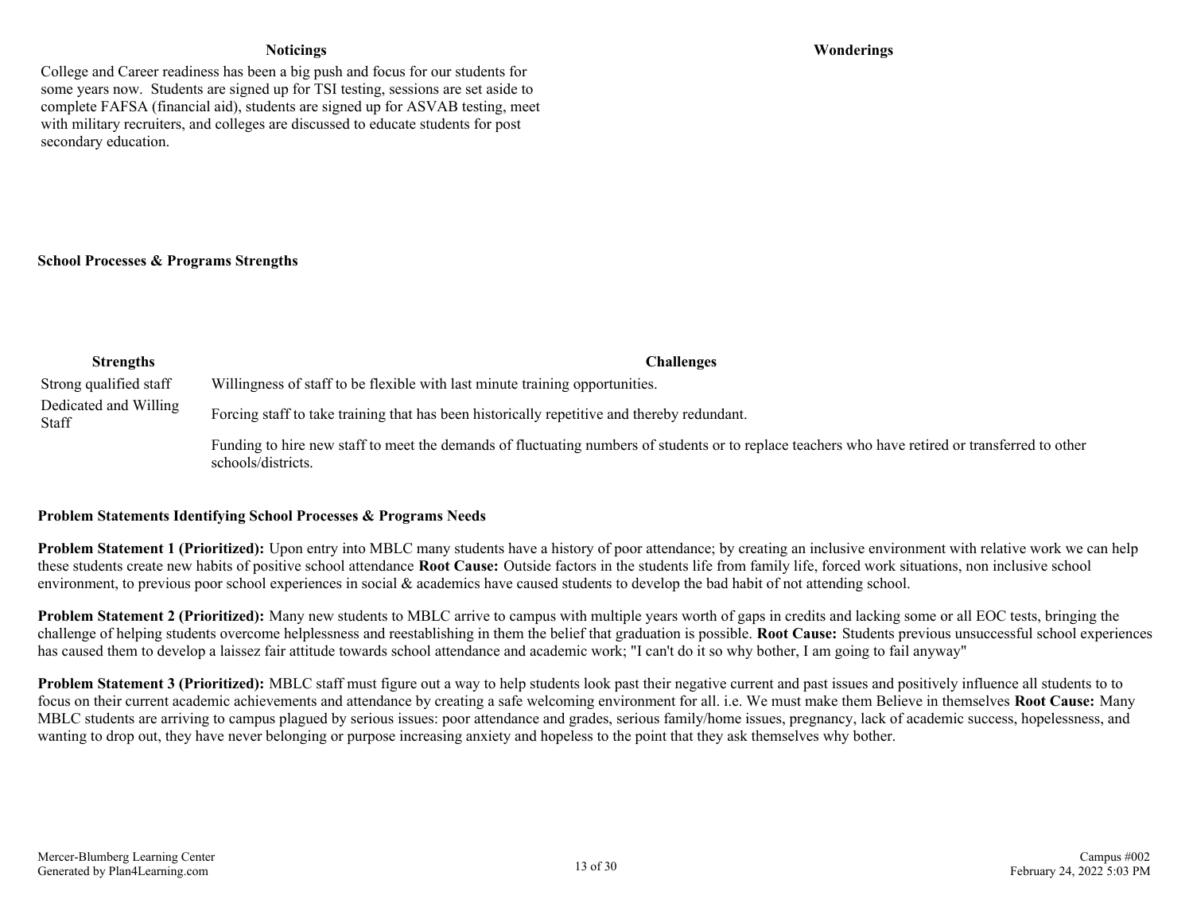| Noticings | Wonderings |
|---|---|
| College and Career readiness has been a big push and focus for our students for some years now. Students are signed up for TSI testing, sessions are set aside to complete FAFSA (financial aid), students are signed up for ASVAB testing, meet with military recruiters, and colleges are discussed to educate students for post secondary education. | |

**School Processes & Programs Strengths**

| Strengths | Challenges |
|---|---|
| Strong qualified staff | Willingness of staff to be flexible with last minute training opportunities. |
| Dedicated and Willing Staff | Forcing staff to take training that has been historically repetitive and thereby redundant. |
| | Funding to hire new staff to meet the demands of fluctuating numbers of students or to replace teachers who have retired or transferred to other schools/districts. |

**Problem Statements Identifying School Processes & Programs Needs**

**Problem Statement 1 (Prioritized):** Upon entry into MBLC many students have a history of poor attendance; by creating an inclusive environment with relative work we can help these students create new habits of positive school attendance **Root Cause:** Outside factors in the students life from family life, forced work situations, non inclusive school environment, to previous poor school experiences in social & academics have caused students to develop the bad habit of not attending school.

**Problem Statement 2 (Prioritized):** Many new students to MBLC arrive to campus with multiple years worth of gaps in credits and lacking some or all EOC tests, bringing the challenge of helping students overcome helplessness and reestablishing in them the belief that graduation is possible. **Root Cause:** Students previous unsuccessful school experiences has caused them to develop a laissez fair attitude towards school attendance and academic work; "I can't do it so why bother, I am going to fail anyway"

**Problem Statement 3 (Prioritized):** MBLC staff must figure out a way to help students look past their negative current and past issues and positively influence all students to to focus on their current academic achievements and attendance by creating a safe welcoming environment for all. i.e. We must make them Believe in themselves **Root Cause:** Many MBLC students are arriving to campus plagued by serious issues: poor attendance and grades, serious family/home issues, pregnancy, lack of academic success, hopelessness, and wanting to drop out, they have never belonging or purpose increasing anxiety and hopeless to the point that they ask themselves why bother.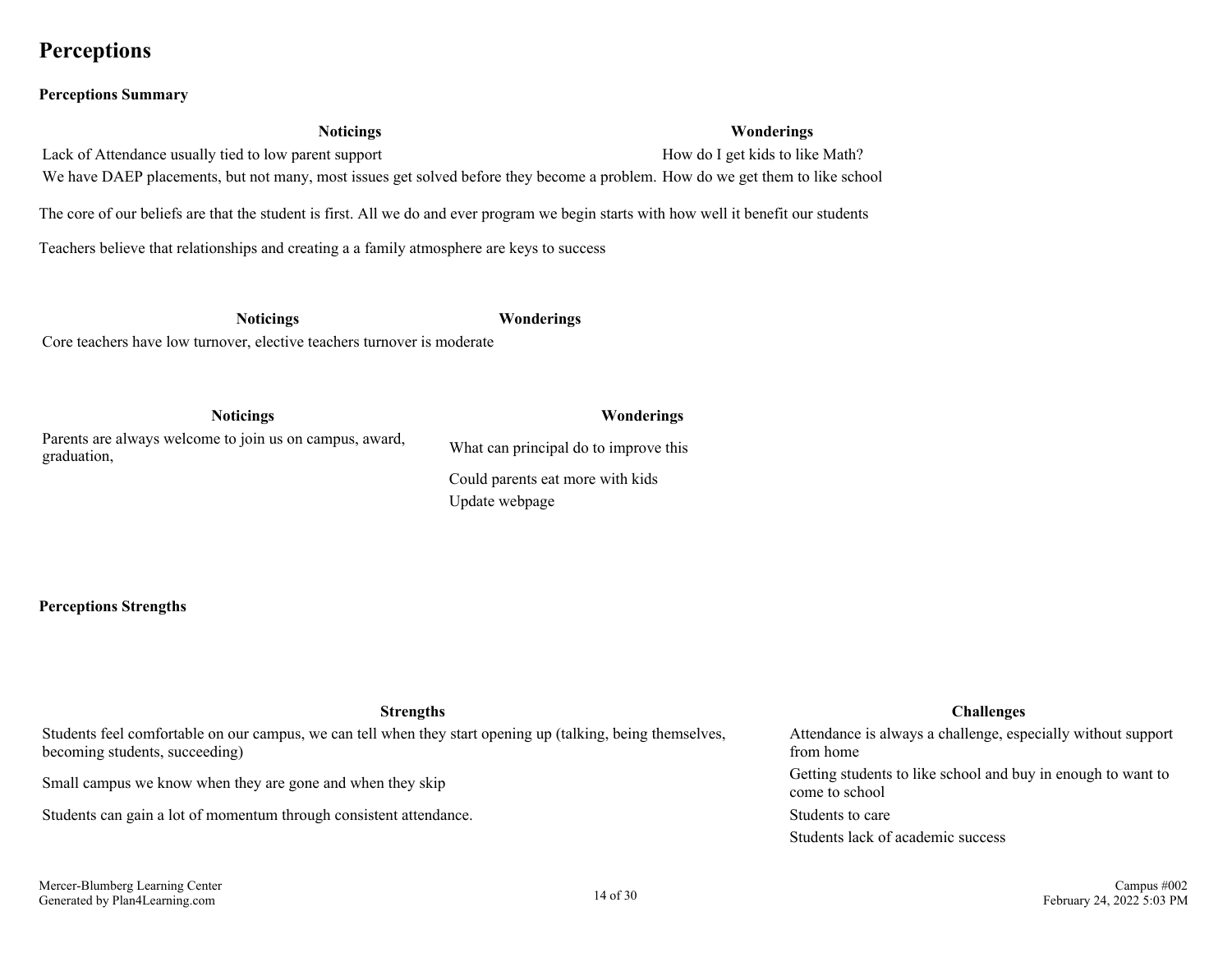# Perceptions

**Perceptions Summary**

| Noticings | Wonderings |
| --- | --- |
| Lack of Attendance usually tied to low parent support | How do I get kids to like Math? |
| We have DAEP placements, but not many, most issues get solved before they become a problem. | How do we get them to like school |

The core of our beliefs are that the student is first. All we do and ever program we begin starts with how well it benefit our students

Teachers believe that relationships and creating a a family atmosphere are keys to success

| Noticings | Wonderings |
| --- | --- |
| Core teachers have low turnover, elective teachers turnover is moderate | |

| Noticings | Wonderings |
| --- | --- |
| Parents are always welcome to join us on campus, award, graduation, | What can principal do to improve this |
| | Could parents eat more with kids |
| | Update webpage |

**Perceptions Strengths**

| Strengths | Challenges |
| --- | --- |
| Students feel comfortable on our campus, we can tell when they start opening up (talking, being themselves, becoming students, succeeding) | Attendance is always a challenge, especially without support from home |
| Small campus we know when they are gone and when they skip | Getting students to like school and buy in enough to want to come to school |
| Students can gain a lot of momentum through consistent attendance. | Students to care |
| | Students lack of academic success |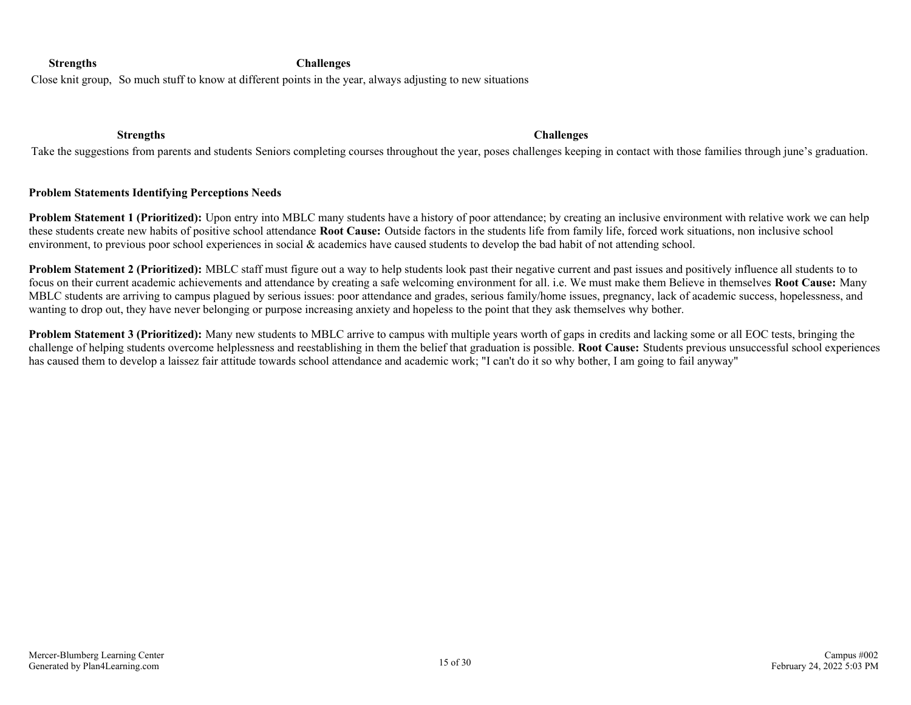| Strengths | Challenges |
| --- | --- |
| Close knit group, | So much stuff to know at different points in the year, always adjusting to new situations |

| Strengths | Challenges |
| --- | --- |
| Take the suggestions from parents and students | Seniors completing courses throughout the year, poses challenges keeping in contact with those families through june's graduation. |

**Problem Statements Identifying Perceptions Needs**

**Problem Statement 1 (Prioritized):** Upon entry into MBLC many students have a history of poor attendance; by creating an inclusive environment with relative work we can help these students create new habits of positive school attendance **Root Cause:** Outside factors in the students life from family life, forced work situations, non inclusive school environment, to previous poor school experiences in social & academics have caused students to develop the bad habit of not attending school.

**Problem Statement 2 (Prioritized):** MBLC staff must figure out a way to help students look past their negative current and past issues and positively influence all students to to focus on their current academic achievements and attendance by creating a safe welcoming environment for all. i.e. We must make them Believe in themselves **Root Cause:** Many MBLC students are arriving to campus plagued by serious issues: poor attendance and grades, serious family/home issues, pregnancy, lack of academic success, hopelessness, and wanting to drop out, they have never belonging or purpose increasing anxiety and hopeless to the point that they ask themselves why bother.

**Problem Statement 3 (Prioritized):** Many new students to MBLC arrive to campus with multiple years worth of gaps in credits and lacking some or all EOC tests, bringing the challenge of helping students overcome helplessness and reestablishing in them the belief that graduation is possible. **Root Cause:** Students previous unsuccessful school experiences has caused them to develop a laissez fair attitude towards school attendance and academic work; "I can't do it so why bother, I am going to fail anyway"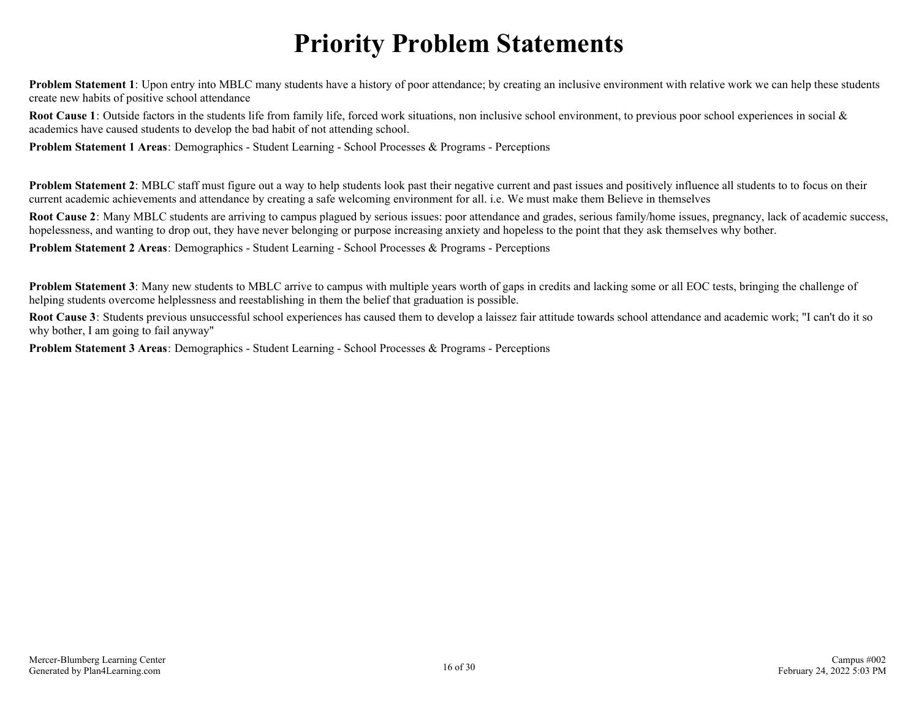# Priority Problem Statements

**Problem Statement 1**: Upon entry into MBLC many students have a history of poor attendance; by creating an inclusive environment with relative work we can help these students create new habits of positive school attendance

**Root Cause 1**: Outside factors in the students life from family life, forced work situations, non inclusive school environment, to previous poor school experiences in social & academics have caused students to develop the bad habit of not attending school.

**Problem Statement 1 Areas**: Demographics - Student Learning - School Processes & Programs - Perceptions

**Problem Statement 2**: MBLC staff must figure out a way to help students look past their negative current and past issues and positively influence all students to to focus on their current academic achievements and attendance by creating a safe welcoming environment for all. i.e. We must make them Believe in themselves

**Root Cause 2**: Many MBLC students are arriving to campus plagued by serious issues: poor attendance and grades, serious family/home issues, pregnancy, lack of academic success, hopelessness, and wanting to drop out, they have never belonging or purpose increasing anxiety and hopeless to the point that they ask themselves why bother.

**Problem Statement 2 Areas**: Demographics - Student Learning - School Processes & Programs - Perceptions

**Problem Statement 3**: Many new students to MBLC arrive to campus with multiple years worth of gaps in credits and lacking some or all EOC tests, bringing the challenge of helping students overcome helplessness and reestablishing in them the belief that graduation is possible.

**Root Cause 3**: Students previous unsuccessful school experiences has caused them to develop a laissez fair attitude towards school attendance and academic work; "I can't do it so why bother, I am going to fail anyway"

**Problem Statement 3 Areas**: Demographics - Student Learning - School Processes & Programs - Perceptions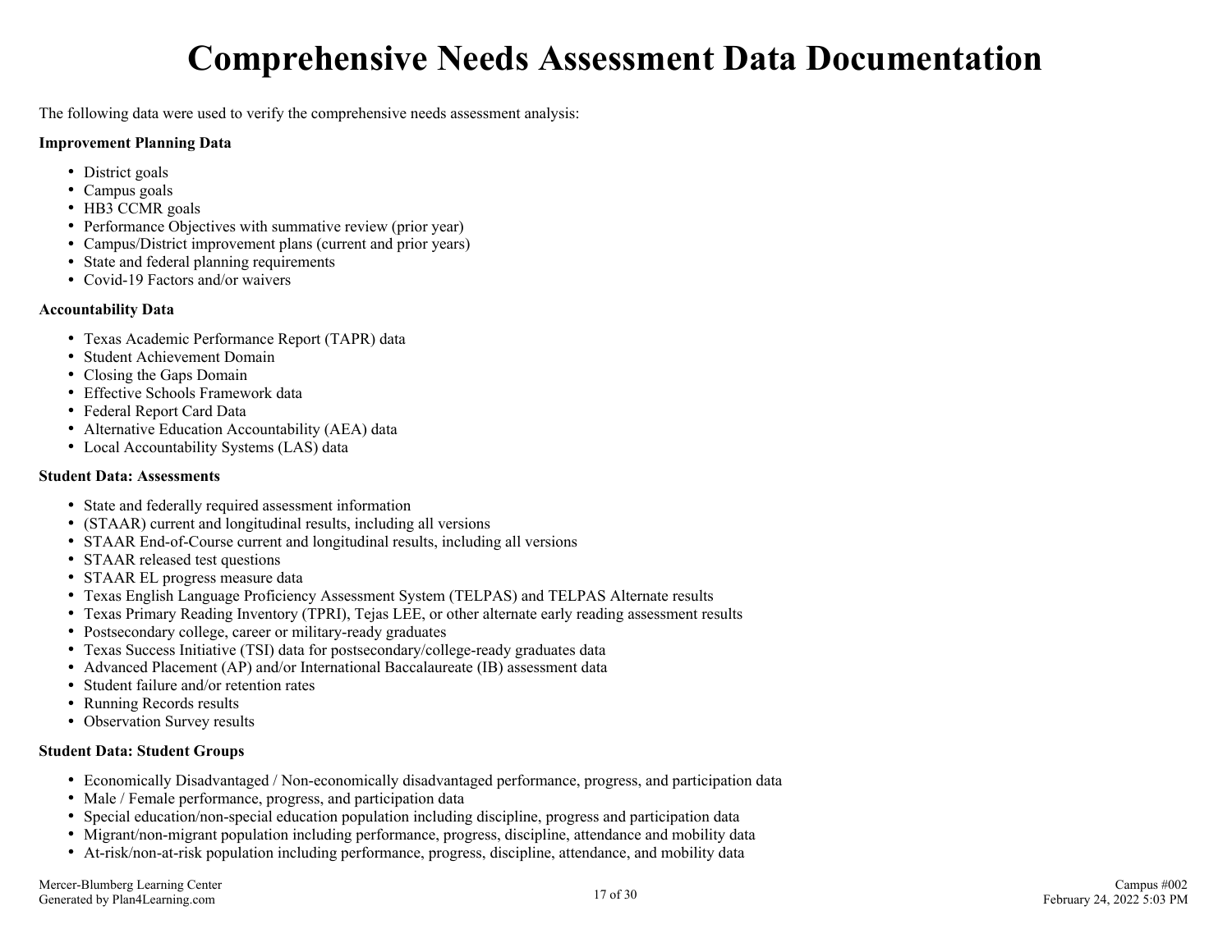# Comprehensive Needs Assessment Data Documentation

The following data were used to verify the comprehensive needs assessment analysis:

**Improvement Planning Data**

- District goals
- Campus goals
- HB3 CCMR goals
- Performance Objectives with summative review (prior year)
- Campus/District improvement plans (current and prior years)
- State and federal planning requirements
- Covid-19 Factors and/or waivers

**Accountability Data**

- Texas Academic Performance Report (TAPR) data
- Student Achievement Domain
- Closing the Gaps Domain
- Effective Schools Framework data
- Federal Report Card Data
- Alternative Education Accountability (AEA) data
- Local Accountability Systems (LAS) data

**Student Data: Assessments**

- State and federally required assessment information
- (STAAR) current and longitudinal results, including all versions
- STAAR End-of-Course current and longitudinal results, including all versions
- STAAR released test questions
- STAAR EL progress measure data
- Texas English Language Proficiency Assessment System (TELPAS) and TELPAS Alternate results
- Texas Primary Reading Inventory (TPRI), Tejas LEE, or other alternate early reading assessment results
- Postsecondary college, career or military-ready graduates
- Texas Success Initiative (TSI) data for postsecondary/college-ready graduates data
- Advanced Placement (AP) and/or International Baccalaureate (IB) assessment data
- Student failure and/or retention rates
- Running Records results
- Observation Survey results

**Student Data: Student Groups**

- Economically Disadvantaged / Non-economically disadvantaged performance, progress, and participation data
- Male / Female performance, progress, and participation data
- Special education/non-special education population including discipline, progress and participation data
- Migrant/non-migrant population including performance, progress, discipline, attendance and mobility data
- At-risk/non-at-risk population including performance, progress, discipline, attendance, and mobility data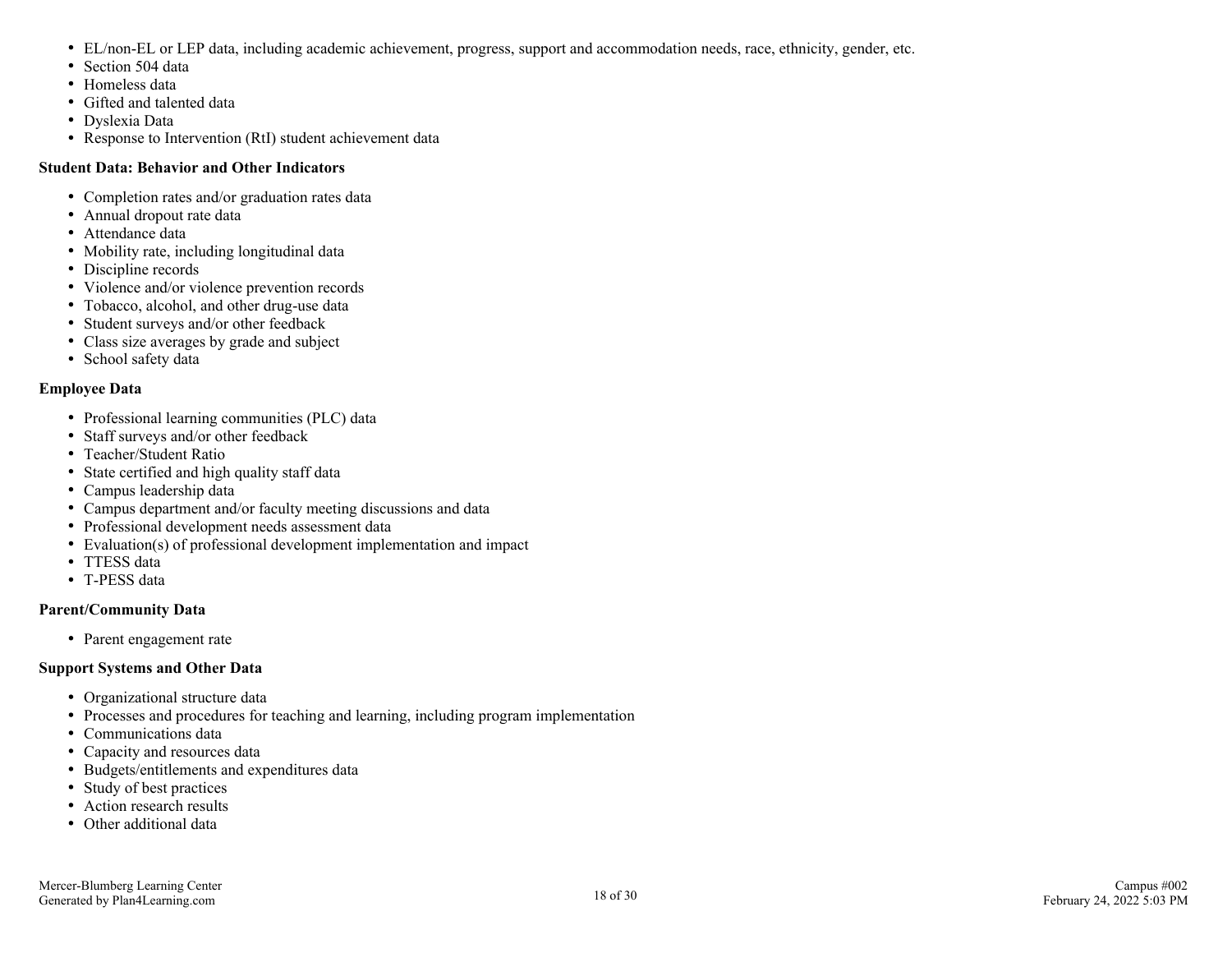- EL/non-EL or LEP data, including academic achievement, progress, support and accommodation needs, race, ethnicity, gender, etc.
- Section 504 data
- Homeless data
- Gifted and talented data
- Dyslexia Data
- Response to Intervention (RtI) student achievement data

**Student Data: Behavior and Other Indicators**

- Completion rates and/or graduation rates data
- Annual dropout rate data
- Attendance data
- Mobility rate, including longitudinal data
- Discipline records
- Violence and/or violence prevention records
- Tobacco, alcohol, and other drug-use data
- Student surveys and/or other feedback
- Class size averages by grade and subject
- School safety data

**Employee Data**

- Professional learning communities (PLC) data
- Staff surveys and/or other feedback
- Teacher/Student Ratio
- State certified and high quality staff data
- Campus leadership data
- Campus department and/or faculty meeting discussions and data
- Professional development needs assessment data
- Evaluation(s) of professional development implementation and impact
- TTESS data
- T-PESS data

**Parent/Community Data**

- Parent engagement rate

**Support Systems and Other Data**

- Organizational structure data
- Processes and procedures for teaching and learning, including program implementation
- Communications data
- Capacity and resources data
- Budgets/entitlements and expenditures data
- Study of best practices
- Action research results
- Other additional data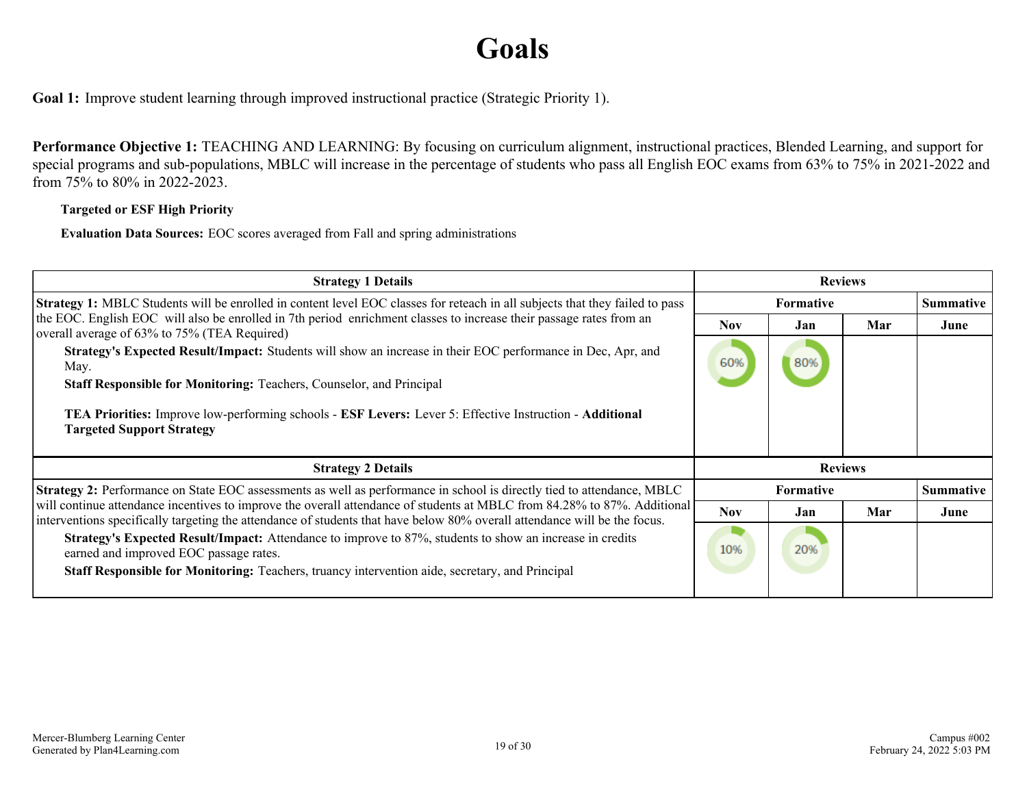# Goals

**Goal 1:** Improve student learning through improved instructional practice (Strategic Priority 1).

**Performance Objective 1:** TEACHING AND LEARNING: By focusing on curriculum alignment, instructional practices, Blended Learning, and support for special programs and sub-populations, MBLC will increase in the percentage of students who pass all English EOC exams from 63% to 75% in 2021-2022 and from 75% to 80% in 2022-2023.

**Targeted or ESF High Priority**

**Evaluation Data Sources:** EOC scores averaged from Fall and spring administrations

| Strategy 1 Details | Reviews | | | |
|---|---|---|---|---|
| | Formative | | | Summative |
| | Nov | Jan | Mar | June |
| **Strategy 1:** MBLC Students will be enrolled in content level EOC classes for reteach in all subjects that they failed to pass the EOC. English EOC will also be enrolled in 7th period enrichment classes to increase their passage rates from an overall average of 63% to 75% (TEA Required)<br>**Strategy's Expected Result/Impact:** Students will show an increase in their EOC performance in Dec, Apr, and May.<br>**Staff Responsible for Monitoring:** Teachers, Counselor, and Principal<br>**TEA Priorities:** Improve low-performing schools - **ESF Levers:** Lever 5: Effective Instruction - **Additional Targeted Support Strategy** | 60% | 80% | | |

| Strategy 2 Details | Reviews | | | |
|---|---|---|---|---|
| | Formative | | | Summative |
| | Nov | Jan | Mar | June |
| **Strategy 2:** Performance on State EOC assessments as well as performance in school is directly tied to attendance, MBLC will continue attendance incentives to improve the overall attendance of students at MBLC from 84.28% to 87%. Additional interventions specifically targeting the attendance of students that have below 80% overall attendance will be the focus.<br>**Strategy's Expected Result/Impact:** Attendance to improve to 87%, students to show an increase in credits earned and improved EOC passage rates.<br>**Staff Responsible for Monitoring:** Teachers, truancy intervention aide, secretary, and Principal | 10% | 20% | | |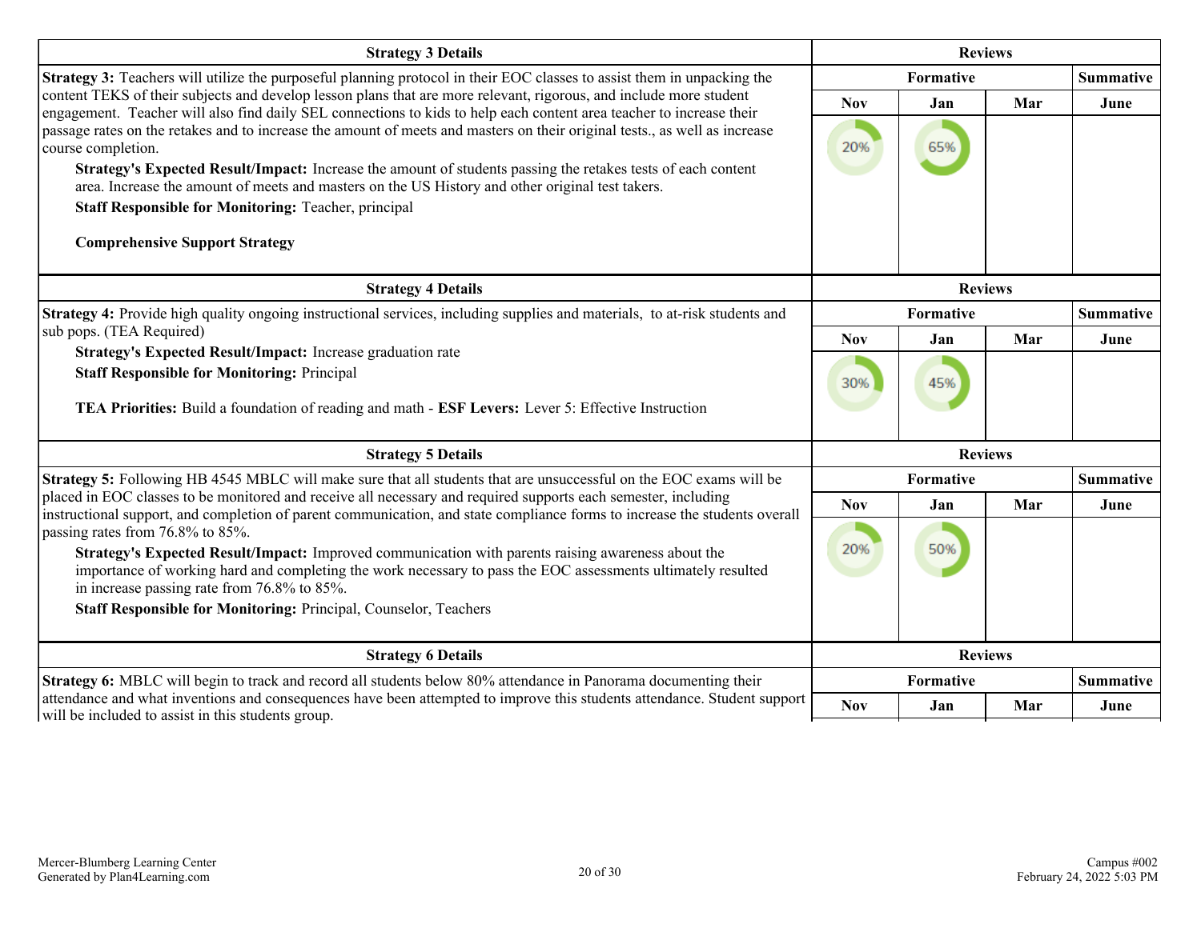| Strategy 3 Details | Reviews | | | |
|---|---|---|---|---|
| **Strategy 3:** Teachers will utilize the purposeful planning protocol in their EOC classes to assist them in unpacking the content TEKS of their subjects and develop lesson plans that are more relevant, rigorous, and include more student engagement. Teacher will also find daily SEL connections to kids to help each content area teacher to increase their passage rates on the retakes and to increase the amount of meets and masters on their original tests., as well as increase course completion. | Formative | | | Summative |
| **Strategy's Expected Result/Impact:** Increase the amount of students passing the retakes tests of each content area. Increase the amount of meets and masters on the US History and other original test takers. | Nov | Jan | Mar | June |
| **Staff Responsible for Monitoring:** Teacher, principal<br><br>**Comprehensive Support Strategy** | 20% | 65% | | |

| Strategy 4 Details | Reviews | | | |
|---|---|---|---|---|
| **Strategy 4:** Provide high quality ongoing instructional services, including supplies and materials, to at-risk students and sub pops. (TEA Required) | Formative | | | Summative |
| **Strategy's Expected Result/Impact:** Increase graduation rate | Nov | Jan | Mar | June |
| **Staff Responsible for Monitoring:** Principal<br><br>**TEA Priorities:** Build a foundation of reading and math - **ESF Levers:** Lever 5: Effective Instruction | 30% | 45% | | |

| Strategy 5 Details | Reviews | | | |
|---|---|---|---|---|
| **Strategy 5:** Following HB 4545 MBLC will make sure that all students that are unsuccessful on the EOC exams will be placed in EOC classes to be monitored and receive all necessary and required supports each semester, including instructional support, and completion of parent communication, and state compliance forms to increase the students overall passing rates from 76.8% to 85%. | Formative | | | Summative |
| **Strategy's Expected Result/Impact:** Improved communication with parents raising awareness about the importance of working hard and completing the work necessary to pass the EOC assessments ultimately resulted in increase passing rate from 76.8% to 85%. | Nov | Jan | Mar | June |
| **Staff Responsible for Monitoring:** Principal, Counselor, Teachers | 20% | 50% | | |

| Strategy 6 Details | Reviews | | | |
|---|---|---|---|---|
| **Strategy 6:** MBLC will begin to track and record all students below 80% attendance in Panorama documenting their attendance and what inventions and consequences have been attempted to improve this students attendance. Student support will be included to assist in this students group. | Formative | | | Summative |
| | Nov | Jan | Mar | June |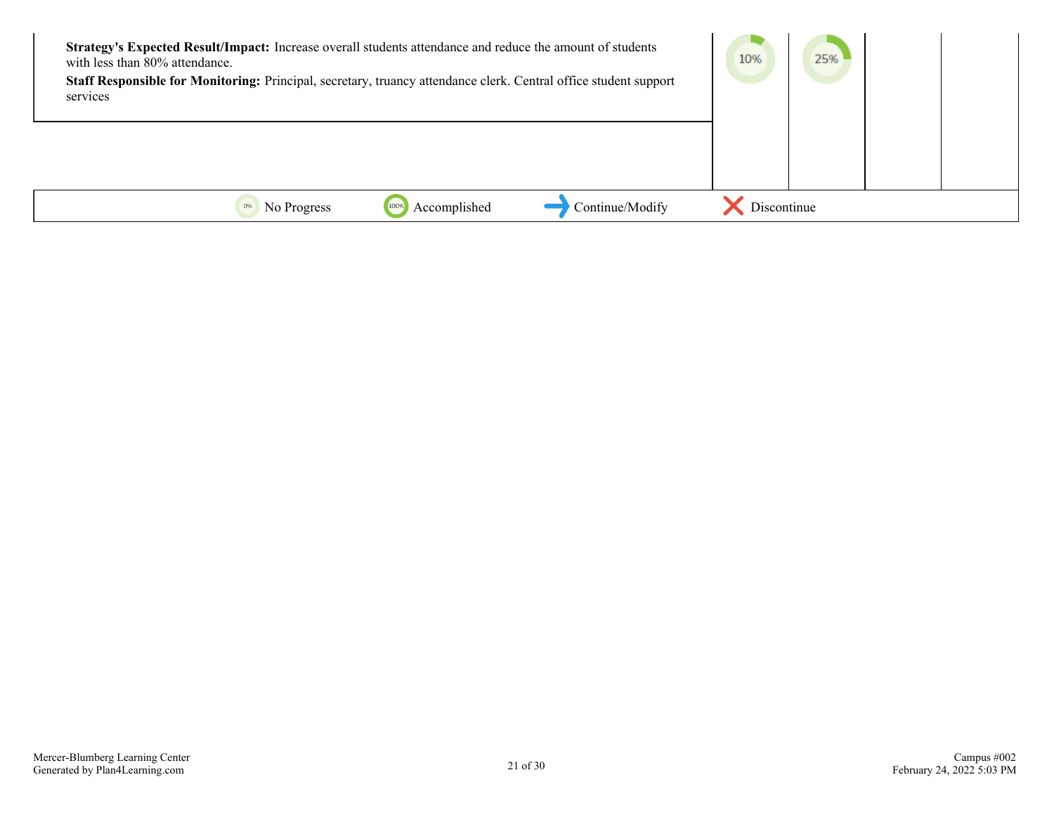| | | | | |
|---|---|---|---|---|
| **Strategy's Expected Result/Impact:** Increase overall students attendance and reduce the amount of students with less than 80% attendance.<br>**Staff Responsible for Monitoring:** Principal, secretary, truancy attendance clerk. Central office student support services | 10% | 25% | | |
| | | | | |

0% No Progress | 100% Accomplished | Continue/Modify | Discontinue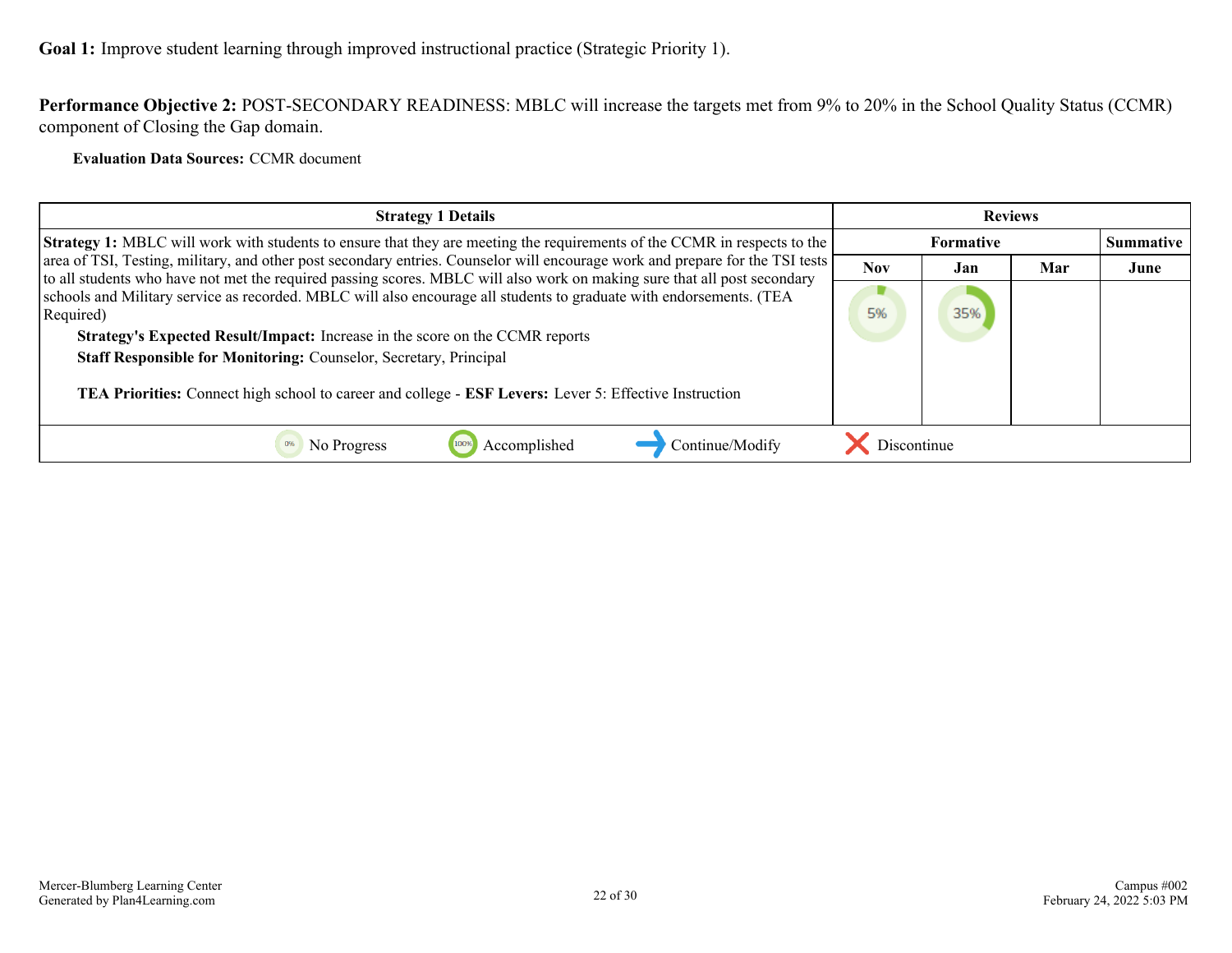**Goal 1:** Improve student learning through improved instructional practice (Strategic Priority 1).

**Performance Objective 2:** POST-SECONDARY READINESS: MBLC will increase the targets met from 9% to 20% in the School Quality Status (CCMR) component of Closing the Gap domain.

**Evaluation Data Sources:** CCMR document

| Strategy 1 Details | Reviews | | | |
|---|---|---|---|---|
| | Formative | | | Summative |
| | Nov | Jan | Mar | June |
| **Strategy 1:** MBLC will work with students to ensure that they are meeting the requirements of the CCMR in respects to the area of TSI, Testing, military, and other post secondary entries. Counselor will encourage work and prepare for the TSI tests to all students who have not met the required passing scores. MBLC will also work on making sure that all post secondary schools and Military service as recorded. MBLC will also encourage all students to graduate with endorsements. (TEA Required)<br>**Strategy's Expected Result/Impact:** Increase in the score on the CCMR reports<br>**Staff Responsible for Monitoring:** Counselor, Secretary, Principal<br><br>**TEA Priorities:** Connect high school to career and college - **ESF Levers:** Lever 5: Effective Instruction | 5% | 35% | | |

0% No Progress | 100% Accomplished | Continue/Modify | Discontinue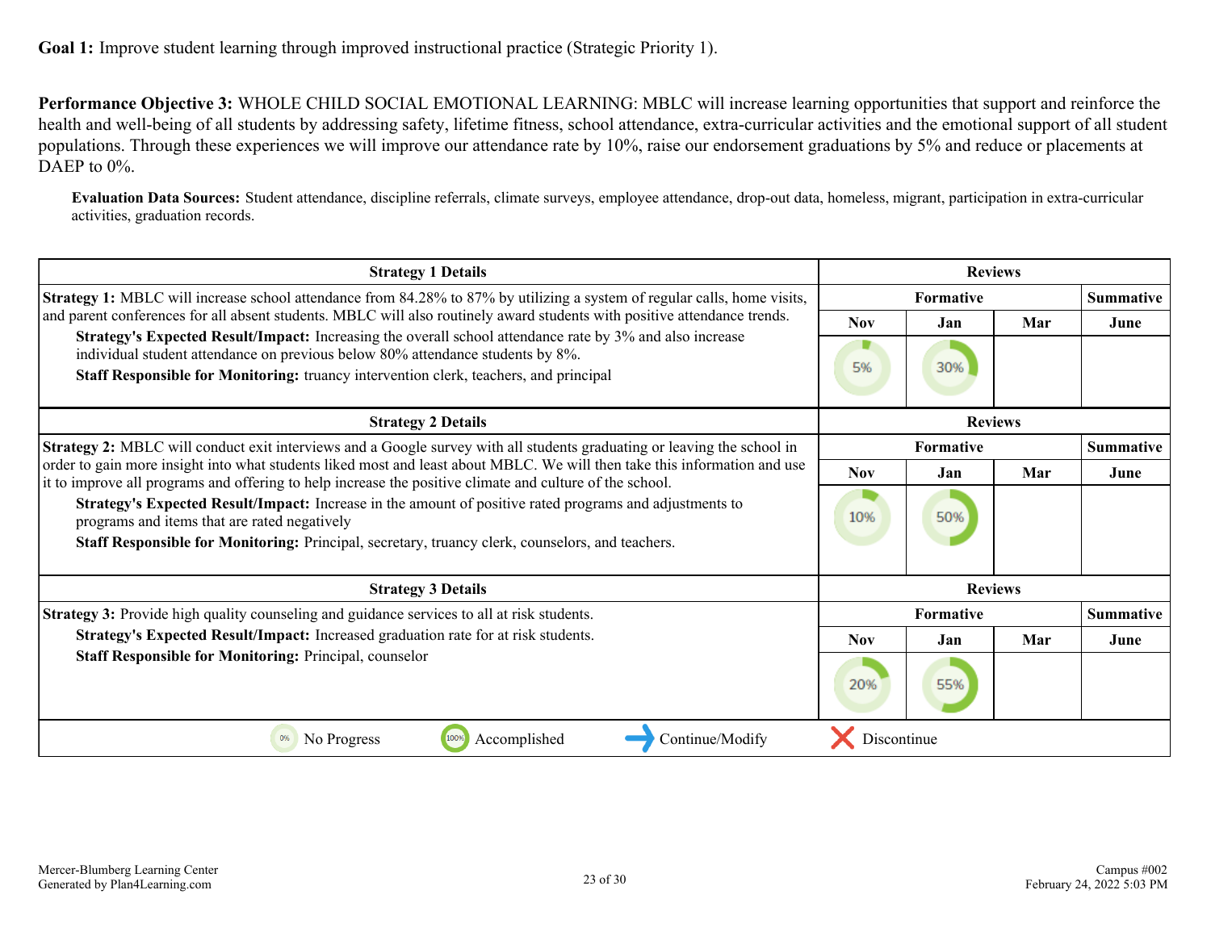**Goal 1:** Improve student learning through improved instructional practice (Strategic Priority 1).

**Performance Objective 3:** WHOLE CHILD SOCIAL EMOTIONAL LEARNING: MBLC will increase learning opportunities that support and reinforce the health and well-being of all students by addressing safety, lifetime fitness, school attendance, extra-curricular activities and the emotional support of all student populations. Through these experiences we will improve our attendance rate by 10%, raise our endorsement graduations by 5% and reduce or placements at DAEP to 0%.

**Evaluation Data Sources:** Student attendance, discipline referrals, climate surveys, employee attendance, drop-out data, homeless, migrant, participation in extra-curricular activities, graduation records.

| Strategy 1 Details | Reviews | | | |
|---|---|---|---|---|
| | Formative | | | Summative |
| | Nov | Jan | Mar | June |
| **Strategy 1:** MBLC will increase school attendance from 84.28% to 87% by utilizing a system of regular calls, home visits, and parent conferences for all absent students. MBLC will also routinely award students with positive attendance trends. **Strategy's Expected Result/Impact:** Increasing the overall school attendance rate by 3% and also increase individual student attendance on previous below 80% attendance students by 8%. **Staff Responsible for Monitoring:** truancy intervention clerk, teachers, and principal | 5% | 30% | | |

| Strategy 2 Details | Reviews | | | |
|---|---|---|---|---|
| | Formative | | | Summative |
| | Nov | Jan | Mar | June |
| **Strategy 2:** MBLC will conduct exit interviews and a Google survey with all students graduating or leaving the school in order to gain more insight into what students liked most and least about MBLC. We will then take this information and use it to improve all programs and offering to help increase the positive climate and culture of the school. **Strategy's Expected Result/Impact:** Increase in the amount of positive rated programs and adjustments to programs and items that are rated negatively **Staff Responsible for Monitoring:** Principal, secretary, truancy clerk, counselors, and teachers. | 10% | 50% | | |

| Strategy 3 Details | Reviews | | | |
|---|---|---|---|---|
| | Formative | | | Summative |
| | Nov | Jan | Mar | June |
| **Strategy 3:** Provide high quality counseling and guidance services to all at risk students. **Strategy's Expected Result/Impact:** Increased graduation rate for at risk students. **Staff Responsible for Monitoring:** Principal, counselor | 20% | 55% | | |

0% No Progress | 100% Accomplished | Continue/Modify | Discontinue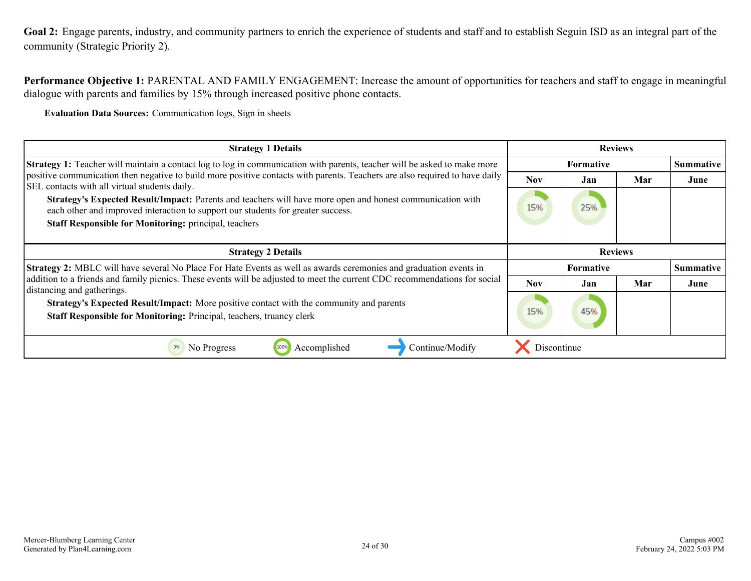**Goal 2:** Engage parents, industry, and community partners to enrich the experience of students and staff and to establish Seguin ISD as an integral part of the community (Strategic Priority 2).

**Performance Objective 1:** PARENTAL AND FAMILY ENGAGEMENT: Increase the amount of opportunities for teachers and staff to engage in meaningful dialogue with parents and families by 15% through increased positive phone contacts.

**Evaluation Data Sources:** Communication logs, Sign in sheets

| Strategy 1 Details | Reviews | | | |
|---|---|---|---|---|
| | Formative | | | Summative |
| | Nov | Jan | Mar | June |
| **Strategy 1:** Teacher will maintain a contact log to log in communication with parents, teacher will be asked to make more positive communication then negative to build more positive contacts with parents. Teachers are also required to have daily SEL contacts with all virtual students daily.<br>**Strategy's Expected Result/Impact:** Parents and teachers will have more open and honest communication with each other and improved interaction to support our students for greater success.<br>**Staff Responsible for Monitoring:** principal, teachers | 15% | 25% | | |

| Strategy 2 Details | Reviews | | | |
|---|---|---|---|---|
| | Formative | | | Summative |
| | Nov | Jan | Mar | June |
| **Strategy 2:** MBLC will have several No Place For Hate Events as well as awards ceremonies and graduation events in addition to a friends and family picnics. These events will be adjusted to meet the current CDC recommendations for social distancing and gatherings.<br>**Strategy's Expected Result/Impact:** More positive contact with the community and parents<br>**Staff Responsible for Monitoring:** Principal, teachers, truancy clerk | 15% | 45% | | |

0% No Progress | 100% Accomplished | Continue/Modify | Discontinue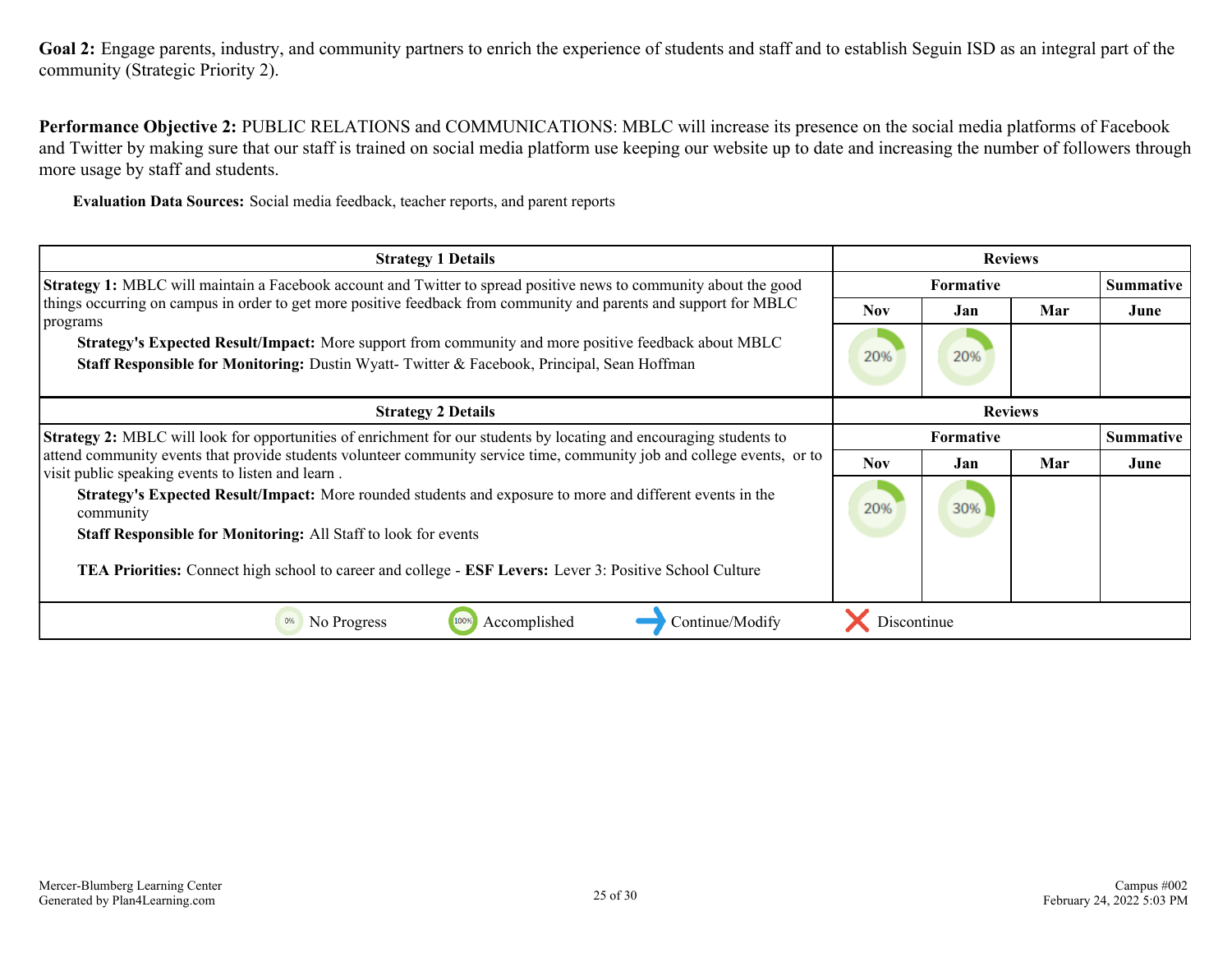**Goal 2:** Engage parents, industry, and community partners to enrich the experience of students and staff and to establish Seguin ISD as an integral part of the community (Strategic Priority 2).

**Performance Objective 2:** PUBLIC RELATIONS and COMMUNICATIONS: MBLC will increase its presence on the social media platforms of Facebook and Twitter by making sure that our staff is trained on social media platform use keeping our website up to date and increasing the number of followers through more usage by staff and students.

**Evaluation Data Sources:** Social media feedback, teacher reports, and parent reports

| Strategy 1 Details | Reviews | | | |
|---|---|---|---|---|
| | Formative | | | Summative |
| | Nov | Jan | Mar | June |
| **Strategy 1:** MBLC will maintain a Facebook account and Twitter to spread positive news to community about the good things occurring on campus in order to get more positive feedback from community and parents and support for MBLC programs<br>**Strategy's Expected Result/Impact:** More support from community and more positive feedback about MBLC<br>**Staff Responsible for Monitoring:** Dustin Wyatt- Twitter & Facebook, Principal, Sean Hoffman | 20% | 20% | | |

| Strategy 2 Details | Reviews | | | |
|---|---|---|---|---|
| | Formative | | | Summative |
| | Nov | Jan | Mar | June |
| **Strategy 2:** MBLC will look for opportunities of enrichment for our students by locating and encouraging students to attend community events that provide students volunteer community service time, community job and college events, or to visit public speaking events to listen and learn .<br>**Strategy's Expected Result/Impact:** More rounded students and exposure to more and different events in the community<br>**Staff Responsible for Monitoring:** All Staff to look for events<br>**TEA Priorities:** Connect high school to career and college - **ESF Levers:** Lever 3: Positive School Culture | 20% | 30% | | |

0% No Progress | 100% Accomplished | Continue/Modify | Discontinue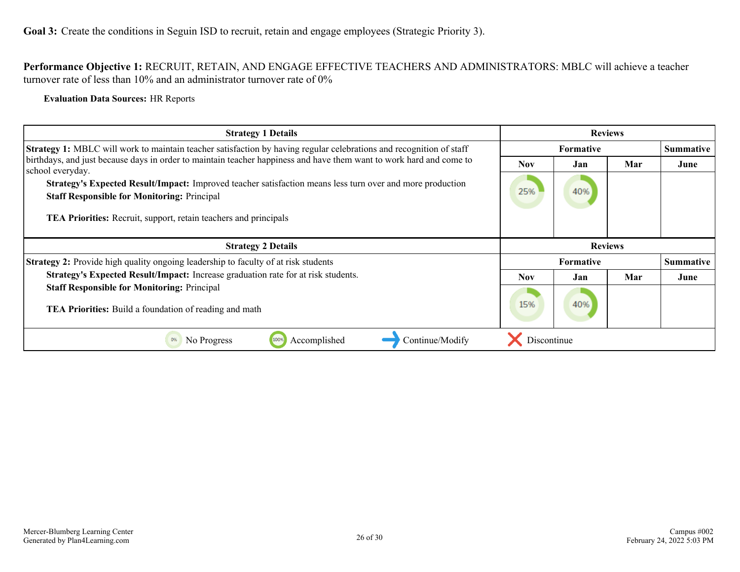**Goal 3:** Create the conditions in Seguin ISD to recruit, retain and engage employees (Strategic Priority 3).

**Performance Objective 1:** RECRUIT, RETAIN, AND ENGAGE EFFECTIVE TEACHERS AND ADMINISTRATORS: MBLC will achieve a teacher turnover rate of less than 10% and an administrator turnover rate of 0%

**Evaluation Data Sources:** HR Reports

| Strategy 1 Details | Reviews | | | |
|---|---|---|---|---|
| | Formative | | | Summative |
| | Nov | Jan | Mar | June |
| **Strategy 1:** MBLC will work to maintain teacher satisfaction by having regular celebrations and recognition of staff birthdays, and just because days in order to maintain teacher happiness and have them want to work hard and come to school everyday.<br>**Strategy's Expected Result/Impact:** Improved teacher satisfaction means less turn over and more production<br>**Staff Responsible for Monitoring:** Principal<br>**TEA Priorities:** Recruit, support, retain teachers and principals | 25% | 40% | | |

| Strategy 2 Details | Reviews | | | |
|---|---|---|---|---|
| | Formative | | | Summative |
| | Nov | Jan | Mar | June |
| **Strategy 2:** Provide high quality ongoing leadership to faculty of at risk students<br>**Strategy's Expected Result/Impact:** Increase graduation rate for at risk students.<br>**Staff Responsible for Monitoring:** Principal<br>**TEA Priorities:** Build a foundation of reading and math | 15% | 40% | | |

0% No Progress | 100% Accomplished | Continue/Modify | Discontinue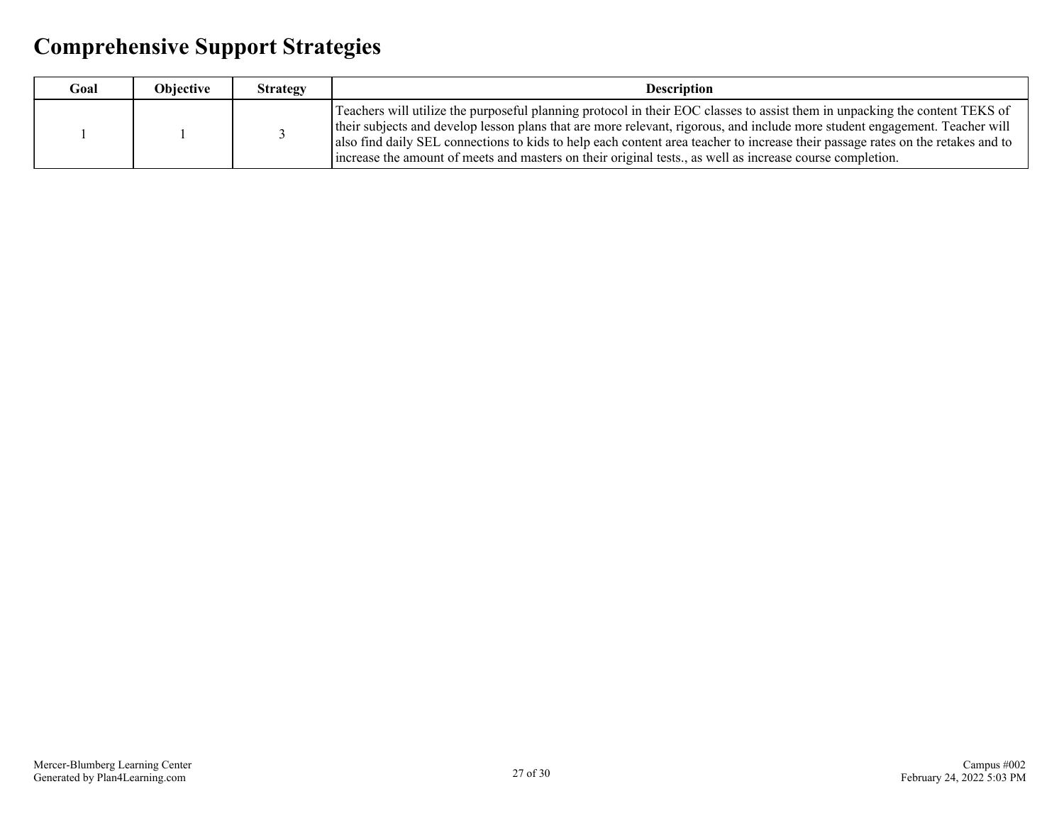# Comprehensive Support Strategies

| Goal | Objective | Strategy | Description |
| --- | --- | --- | --- |
| 1 | 1 | 3 | Teachers will utilize the purposeful planning protocol in their EOC classes to assist them in unpacking the content TEKS of their subjects and develop lesson plans that are more relevant, rigorous, and include more student engagement. Teacher will also find daily SEL connections to kids to help each content area teacher to increase their passage rates on the retakes and to increase the amount of meets and masters on their original tests., as well as increase course completion. |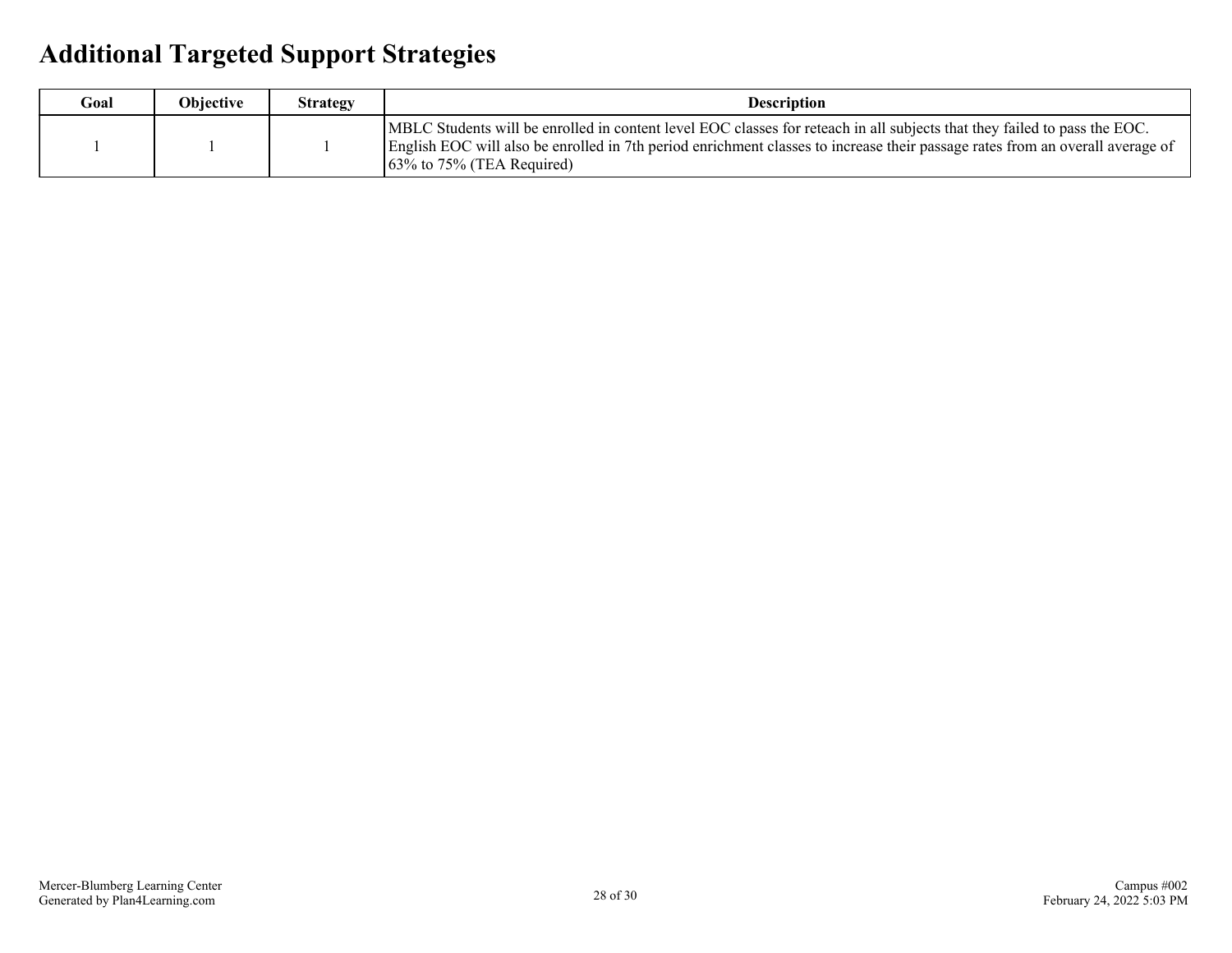# Additional Targeted Support Strategies

| Goal | Objective | Strategy | Description |
|---|---|---|---|
| 1 | 1 | 1 | MBLC Students will be enrolled in content level EOC classes for reteach in all subjects that they failed to pass the EOC. English EOC will also be enrolled in 7th period enrichment classes to increase their passage rates from an overall average of 63% to 75% (TEA Required) |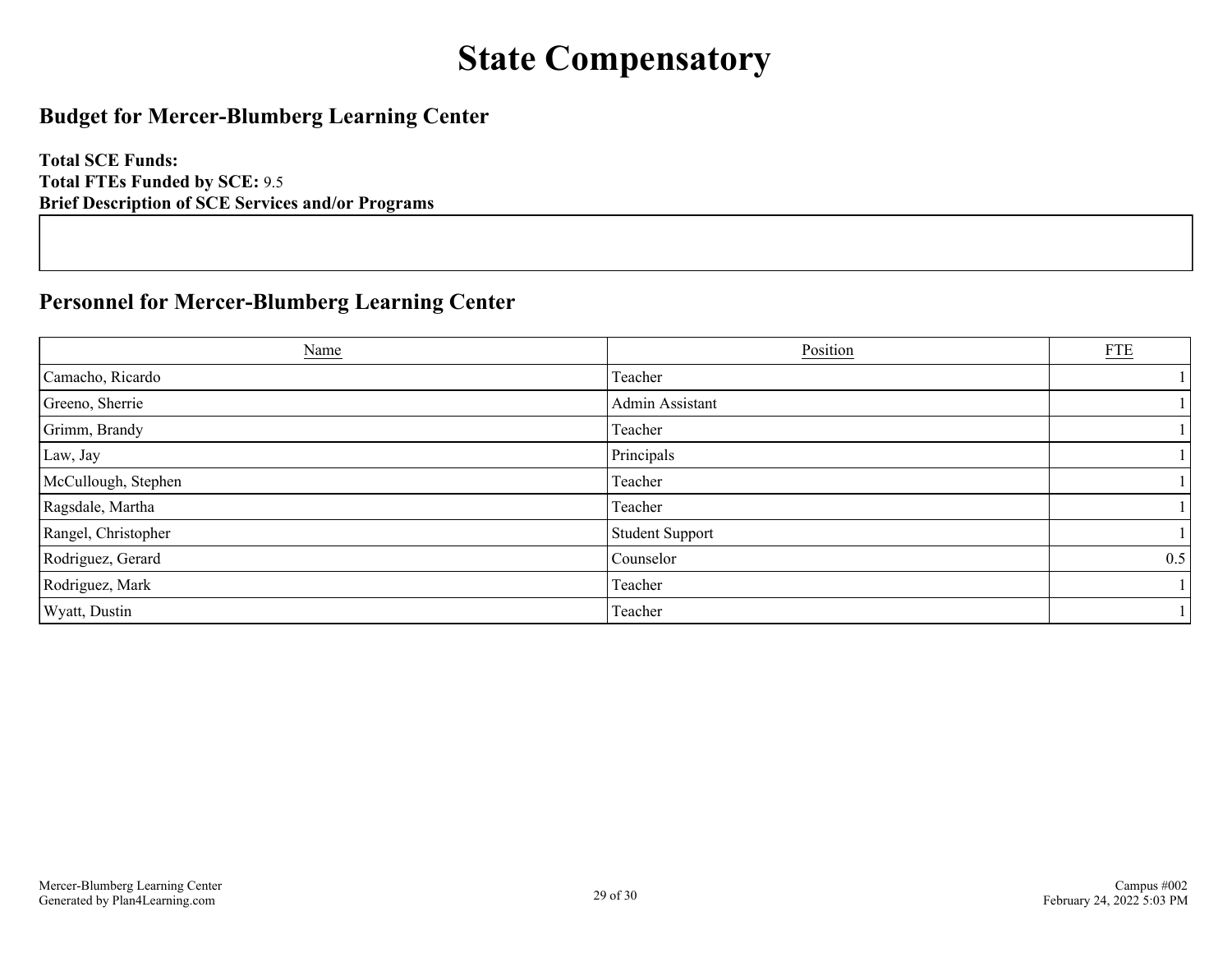# State Compensatory

## Budget for Mercer-Blumberg Learning Center

**Total SCE Funds:**
**Total FTEs Funded by SCE:** 9.5
**Brief Description of SCE Services and/or Programs**

## Personnel for Mercer-Blumberg Learning Center

| Name | Position | FTE |
|---|---|---|
| Camacho, Ricardo | Teacher | 1 |
| Greeno, Sherrie | Admin Assistant | 1 |
| Grimm, Brandy | Teacher | 1 |
| Law, Jay | Principals | 1 |
| McCullough, Stephen | Teacher | 1 |
| Ragsdale, Martha | Teacher | 1 |
| Rangel, Christopher | Student Support | 1 |
| Rodriguez, Gerard | Counselor | 0.5 |
| Rodriguez, Mark | Teacher | 1 |
| Wyatt, Dustin | Teacher | 1 |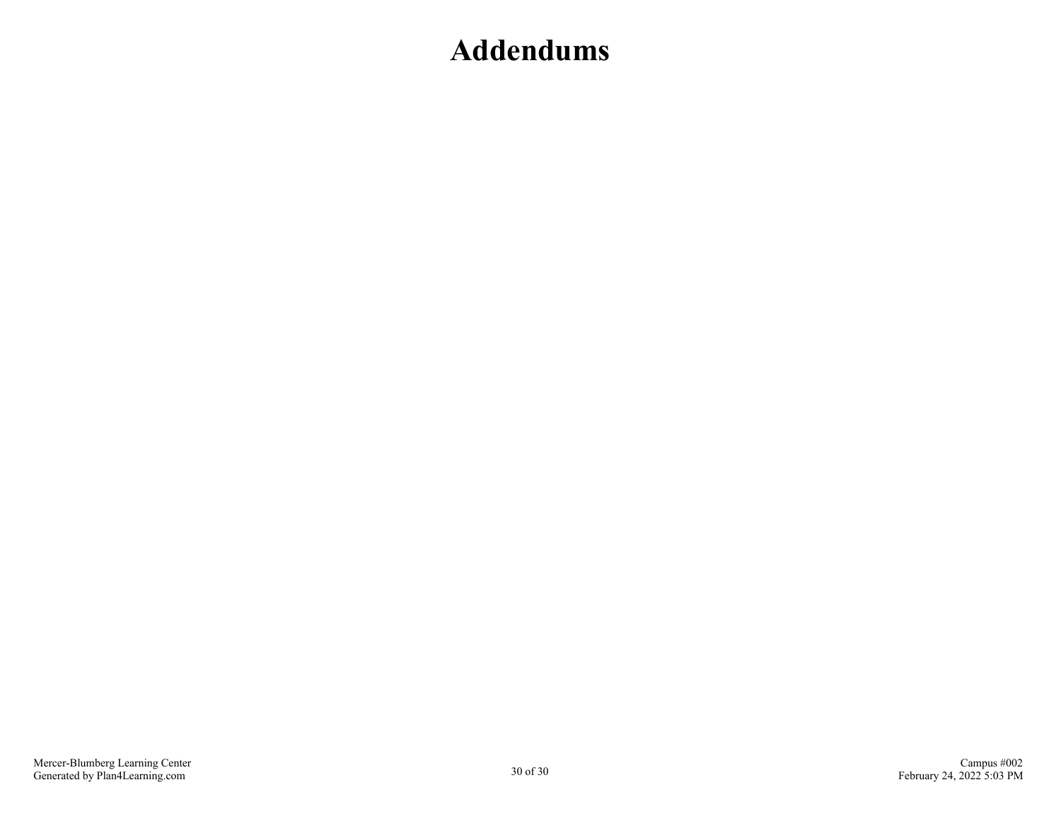# Addendums